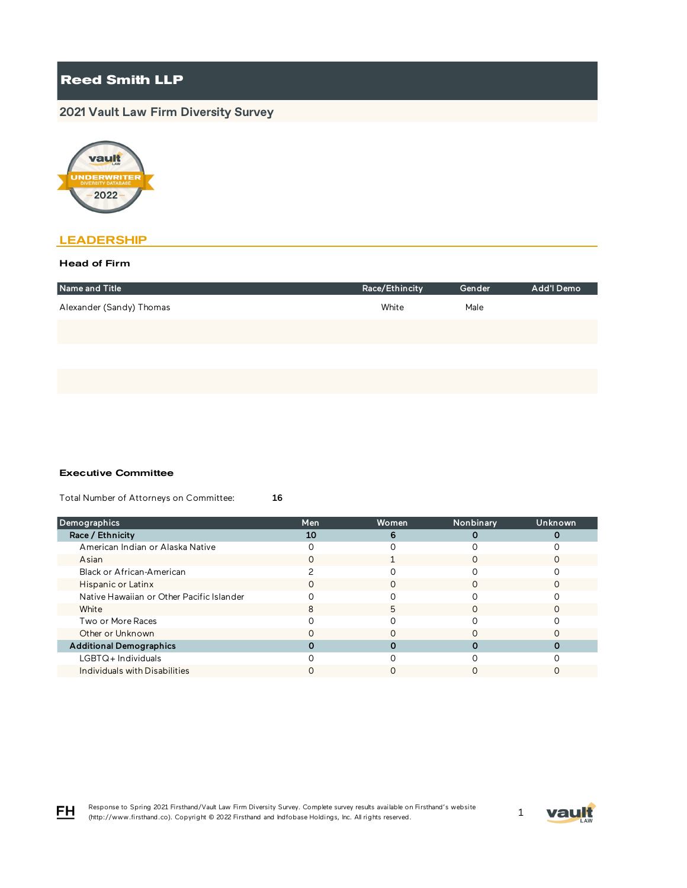# Reed Smith LLP

## 2021 Vault Law Firm Diversity Survey

## LEADERSHIP

### Head of Firm

| Name and Title | Race/Ethincity | Gender | Add'l Demo |
|---|---|---|---|
| Alexander (Sandy) Thomas | White | Male | |

### Executive Committee

Total Number of Attorneys on Committee: **16**

| Demographics | Men | Women | Nonbinary | Unknown |
|---|---|---|---|---|
| **Race / Ethnicity** | **10** | **6** | **0** | **0** |
| American Indian or Alaska Native | 0 | 0 | 0 | 0 |
| Asian | 0 | 1 | 0 | 0 |
| Black or African-American | 2 | 0 | 0 | 0 |
| Hispanic or Latinx | 0 | 0 | 0 | 0 |
| Native Hawaiian or Other Pacific Islander | 0 | 0 | 0 | 0 |
| White | 8 | 5 | 0 | 0 |
| Two or More Races | 0 | 0 | 0 | 0 |
| Other or Unknown | 0 | 0 | 0 | 0 |
| **Additional Demographics** | **0** | **0** | **0** | **0** |
| LGBTQ+ Individuals | 0 | 0 | 0 | 0 |
| Individuals with Disabilities | 0 | 0 | 0 | 0 |

Response to Spring 2021 Firsthand/Vault Law Firm Diversity Survey. Complete survey results available on Firsthand's website (http://www.firsthand.co). Copyright © 2022 Firsthand and Indfobase Holdings, Inc. All rights reserved.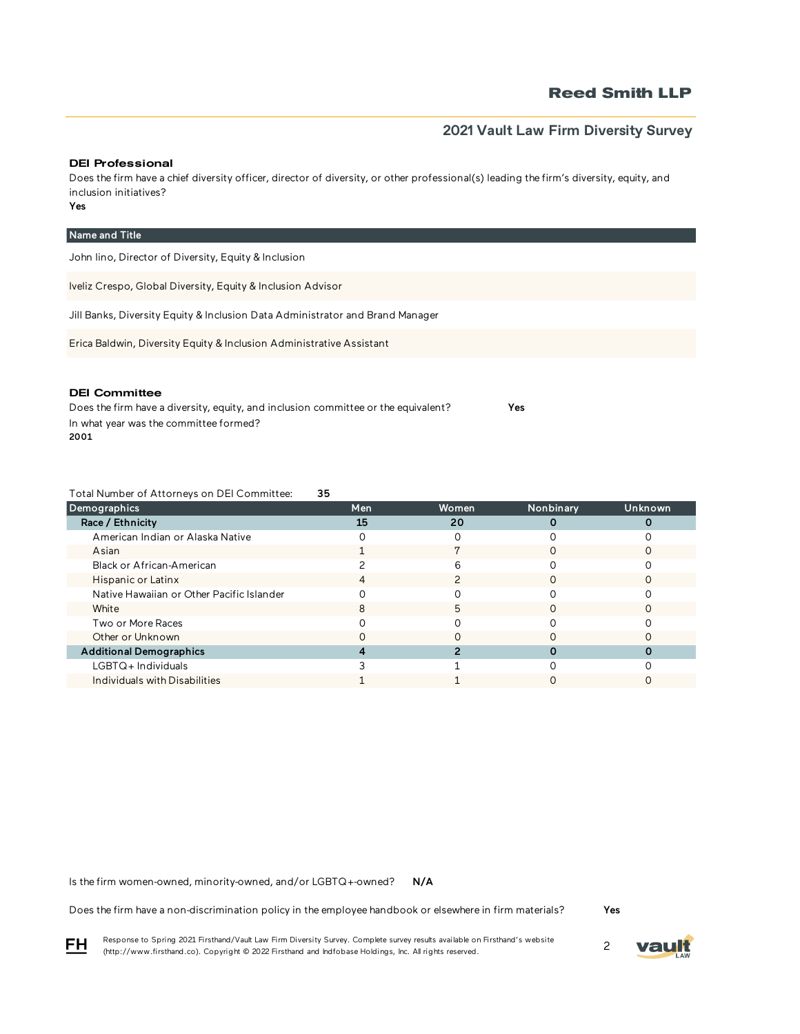## DEI Professional

Does the firm have a chief diversity officer, director of diversity, or other professional(s) leading the firm's diversity, equity, and inclusion initiatives?

**Yes**

| Name and Title |
|---|
| John Iino, Director of Diversity, Equity & Inclusion |
| Iveliz Crespo, Global Diversity, Equity & Inclusion Advisor |
| Jill Banks, Diversity Equity & Inclusion Data Administrator and Brand Manager |
| Erica Baldwin, Diversity Equity & Inclusion Administrative Assistant |

## DEI Committee

Does the firm have a diversity, equity, and inclusion committee or the equivalent? **Yes**

In what year was the committee formed?

**2001**

Total Number of Attorneys on DEI Committee: **35**

| Demographics | Men | Women | Nonbinary | Unknown |
|---|---|---|---|---|
| **Race / Ethnicity** | **15** | **20** | **0** | **0** |
| American Indian or Alaska Native | 0 | 0 | 0 | 0 |
| Asian | 1 | 7 | 0 | 0 |
| Black or African-American | 2 | 6 | 0 | 0 |
| Hispanic or Latinx | 4 | 2 | 0 | 0 |
| Native Hawaiian or Other Pacific Islander | 0 | 0 | 0 | 0 |
| White | 8 | 5 | 0 | 0 |
| Two or More Races | 0 | 0 | 0 | 0 |
| Other or Unknown | 0 | 0 | 0 | 0 |
| **Additional Demographics** | **4** | **2** | **0** | **0** |
| LGBTQ+ Individuals | 3 | 1 | 0 | 0 |
| Individuals with Disabilities | 1 | 1 | 0 | 0 |

Is the firm women-owned, minority-owned, and/or LGBTQ+-owned? **N/A**

Does the firm have a non-discrimination policy in the employee handbook or elsewhere in firm materials? **Yes**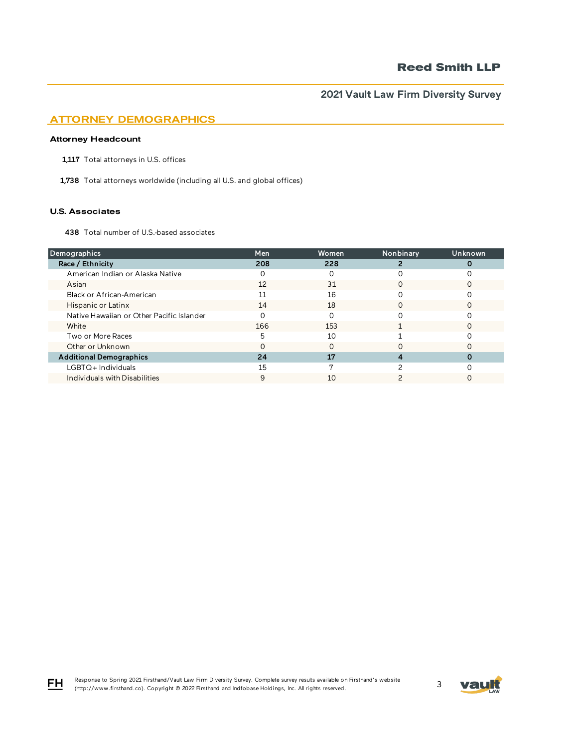## ATTORNEY DEMOGRAPHICS

### Attorney Headcount

**1,117** Total attorneys in U.S. offices

**1,738** Total attorneys worldwide (including all U.S. and global offices)

### U.S. Associates

**438** Total number of U.S.-based associates

| Demographics | Men | Women | Nonbinary | Unknown |
|---|---|---|---|---|
| **Race / Ethnicity** | **208** | **228** | **2** | **0** |
| American Indian or Alaska Native | 0 | 0 | 0 | 0 |
| Asian | 12 | 31 | 0 | 0 |
| Black or African-American | 11 | 16 | 0 | 0 |
| Hispanic or Latinx | 14 | 18 | 0 | 0 |
| Native Hawaiian or Other Pacific Islander | 0 | 0 | 0 | 0 |
| White | 166 | 153 | 1 | 0 |
| Two or More Races | 5 | 10 | 1 | 0 |
| Other or Unknown | 0 | 0 | 0 | 0 |
| **Additional Demographics** | **24** | **17** | **4** | **0** |
| LGBTQ+ Individuals | 15 | 7 | 2 | 0 |
| Individuals with Disabilities | 9 | 10 | 2 | 0 |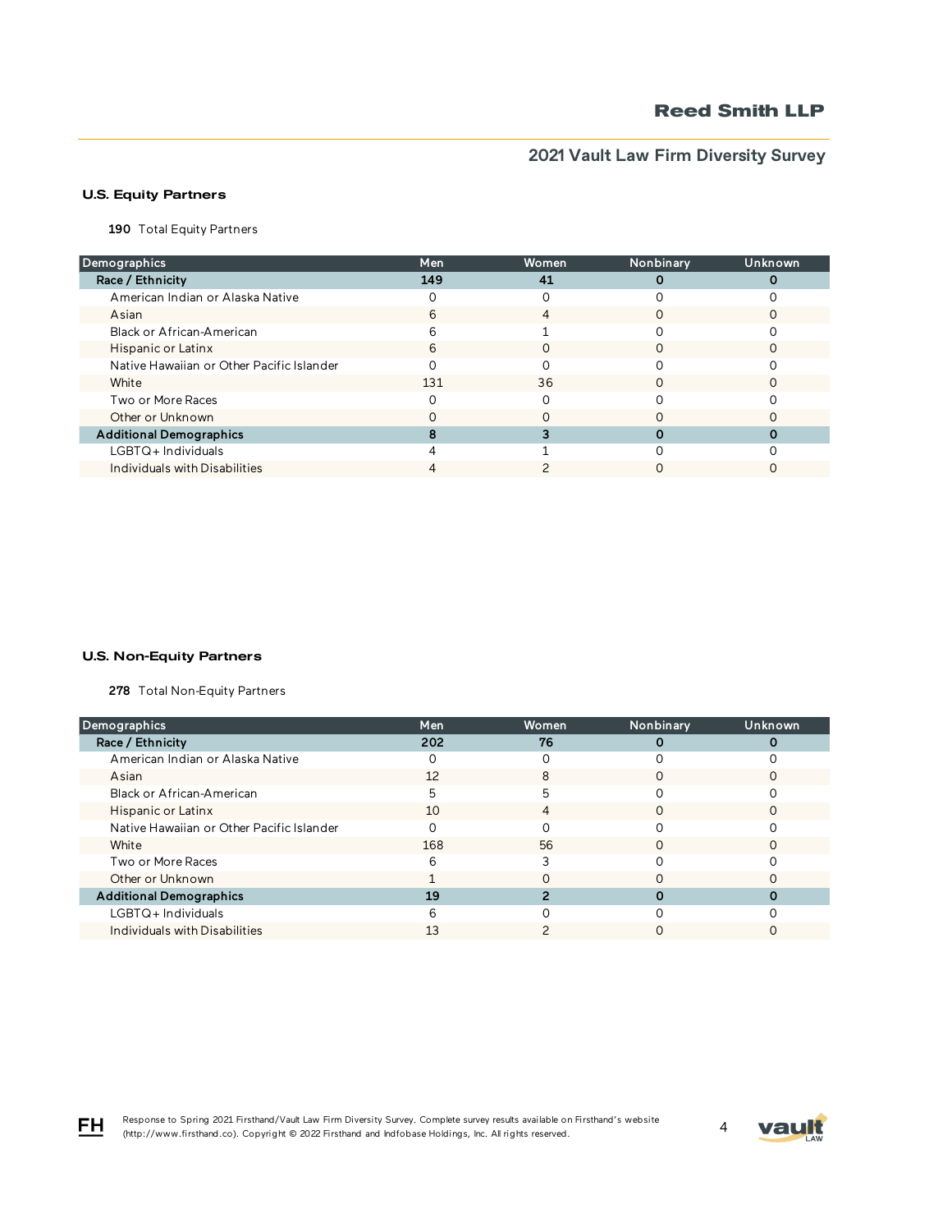## U.S. Equity Partners

**190** Total Equity Partners

| Demographics | Men | Women | Nonbinary | Unknown |
|---|---|---|---|---|
| **Race / Ethnicity** | **149** | **41** | **0** | **0** |
| American Indian or Alaska Native | 0 | 0 | 0 | 0 |
| Asian | 6 | 4 | 0 | 0 |
| Black or African-American | 6 | 1 | 0 | 0 |
| Hispanic or Latinx | 6 | 0 | 0 | 0 |
| Native Hawaiian or Other Pacific Islander | 0 | 0 | 0 | 0 |
| White | 131 | 36 | 0 | 0 |
| Two or More Races | 0 | 0 | 0 | 0 |
| Other or Unknown | 0 | 0 | 0 | 0 |
| **Additional Demographics** | **8** | **3** | **0** | **0** |
| LGBTQ+ Individuals | 4 | 1 | 0 | 0 |
| Individuals with Disabilities | 4 | 2 | 0 | 0 |

## U.S. Non-Equity Partners

**278** Total Non-Equity Partners

| Demographics | Men | Women | Nonbinary | Unknown |
|---|---|---|---|---|
| **Race / Ethnicity** | **202** | **76** | **0** | **0** |
| American Indian or Alaska Native | 0 | 0 | 0 | 0 |
| Asian | 12 | 8 | 0 | 0 |
| Black or African-American | 5 | 5 | 0 | 0 |
| Hispanic or Latinx | 10 | 4 | 0 | 0 |
| Native Hawaiian or Other Pacific Islander | 0 | 0 | 0 | 0 |
| White | 168 | 56 | 0 | 0 |
| Two or More Races | 6 | 3 | 0 | 0 |
| Other or Unknown | 1 | 0 | 0 | 0 |
| **Additional Demographics** | **19** | **2** | **0** | **0** |
| LGBTQ+ Individuals | 6 | 0 | 0 | 0 |
| Individuals with Disabilities | 13 | 2 | 0 | 0 |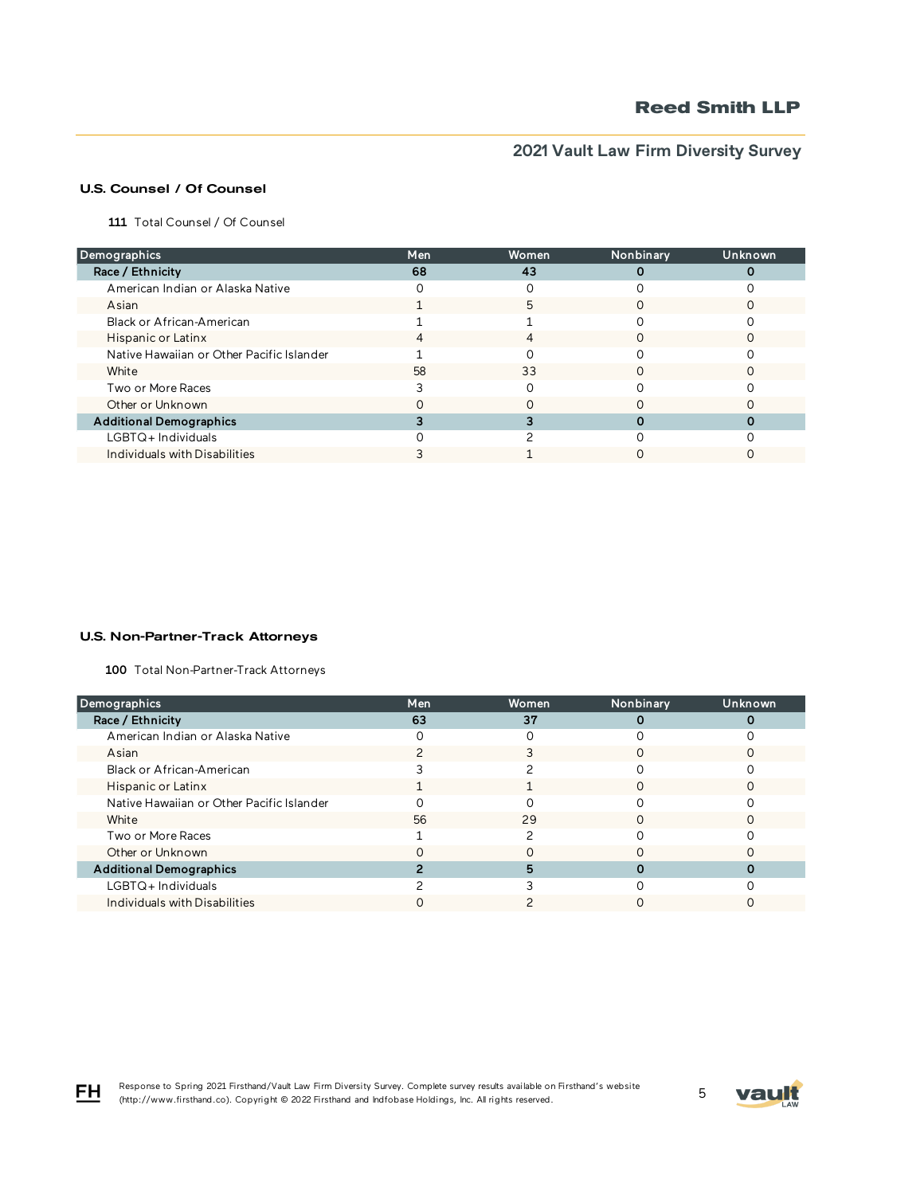## U.S. Counsel / Of Counsel

**111** Total Counsel / Of Counsel

| Demographics | Men | Women | Nonbinary | Unknown |
|---|---|---|---|---|
| **Race / Ethnicity** | **68** | **43** | **0** | **0** |
| American Indian or Alaska Native | 0 | 0 | 0 | 0 |
| Asian | 1 | 5 | 0 | 0 |
| Black or African-American | 1 | 1 | 0 | 0 |
| Hispanic or Latinx | 4 | 4 | 0 | 0 |
| Native Hawaiian or Other Pacific Islander | 1 | 0 | 0 | 0 |
| White | 58 | 33 | 0 | 0 |
| Two or More Races | 3 | 0 | 0 | 0 |
| Other or Unknown | 0 | 0 | 0 | 0 |
| **Additional Demographics** | **3** | **3** | **0** | **0** |
| LGBTQ+ Individuals | 0 | 2 | 0 | 0 |
| Individuals with Disabilities | 3 | 1 | 0 | 0 |

## U.S. Non-Partner-Track Attorneys

**100** Total Non-Partner-Track Attorneys

| Demographics | Men | Women | Nonbinary | Unknown |
|---|---|---|---|---|
| **Race / Ethnicity** | **63** | **37** | **0** | **0** |
| American Indian or Alaska Native | 0 | 0 | 0 | 0 |
| Asian | 2 | 3 | 0 | 0 |
| Black or African-American | 3 | 2 | 0 | 0 |
| Hispanic or Latinx | 1 | 1 | 0 | 0 |
| Native Hawaiian or Other Pacific Islander | 0 | 0 | 0 | 0 |
| White | 56 | 29 | 0 | 0 |
| Two or More Races | 1 | 2 | 0 | 0 |
| Other or Unknown | 0 | 0 | 0 | 0 |
| **Additional Demographics** | **2** | **5** | **0** | **0** |
| LGBTQ+ Individuals | 2 | 3 | 0 | 0 |
| Individuals with Disabilities | 0 | 2 | 0 | 0 |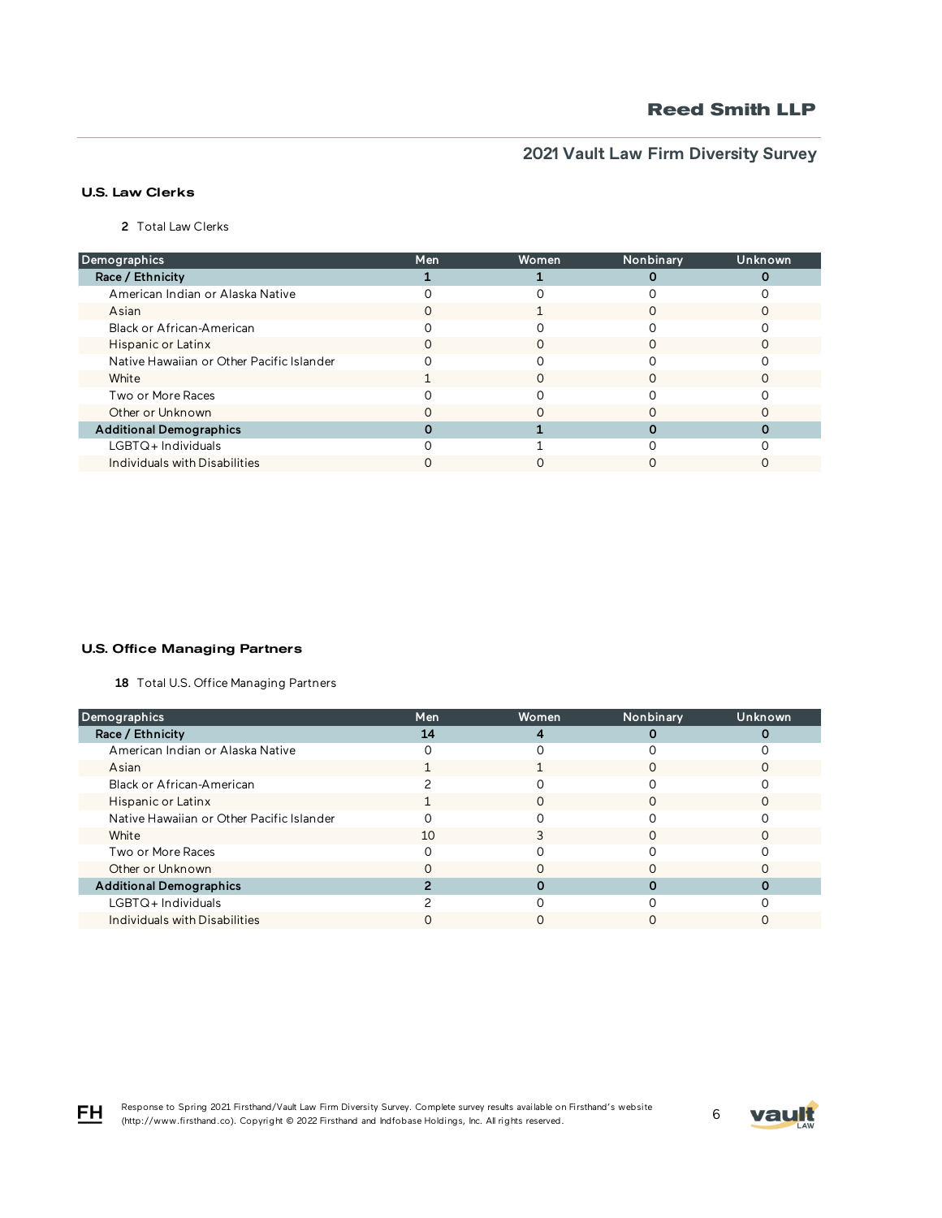## U.S. Law Clerks

**2** Total Law Clerks

| Demographics | Men | Women | Nonbinary | Unknown |
|---|---|---|---|---|
| **Race / Ethnicity** | **1** | **1** | **0** | **0** |
| American Indian or Alaska Native | 0 | 0 | 0 | 0 |
| Asian | 0 | 1 | 0 | 0 |
| Black or African-American | 0 | 0 | 0 | 0 |
| Hispanic or Latinx | 0 | 0 | 0 | 0 |
| Native Hawaiian or Other Pacific Islander | 0 | 0 | 0 | 0 |
| White | 1 | 0 | 0 | 0 |
| Two or More Races | 0 | 0 | 0 | 0 |
| Other or Unknown | 0 | 0 | 0 | 0 |
| **Additional Demographics** | **0** | **1** | **0** | **0** |
| LGBTQ+ Individuals | 0 | 1 | 0 | 0 |
| Individuals with Disabilities | 0 | 0 | 0 | 0 |

## U.S. Office Managing Partners

**18** Total U.S. Office Managing Partners

| Demographics | Men | Women | Nonbinary | Unknown |
|---|---|---|---|---|
| **Race / Ethnicity** | **14** | **4** | **0** | **0** |
| American Indian or Alaska Native | 0 | 0 | 0 | 0 |
| Asian | 1 | 1 | 0 | 0 |
| Black or African-American | 2 | 0 | 0 | 0 |
| Hispanic or Latinx | 1 | 0 | 0 | 0 |
| Native Hawaiian or Other Pacific Islander | 0 | 0 | 0 | 0 |
| White | 10 | 3 | 0 | 0 |
| Two or More Races | 0 | 0 | 0 | 0 |
| Other or Unknown | 0 | 0 | 0 | 0 |
| **Additional Demographics** | **2** | **0** | **0** | **0** |
| LGBTQ+ Individuals | 2 | 0 | 0 | 0 |
| Individuals with Disabilities | 0 | 0 | 0 | 0 |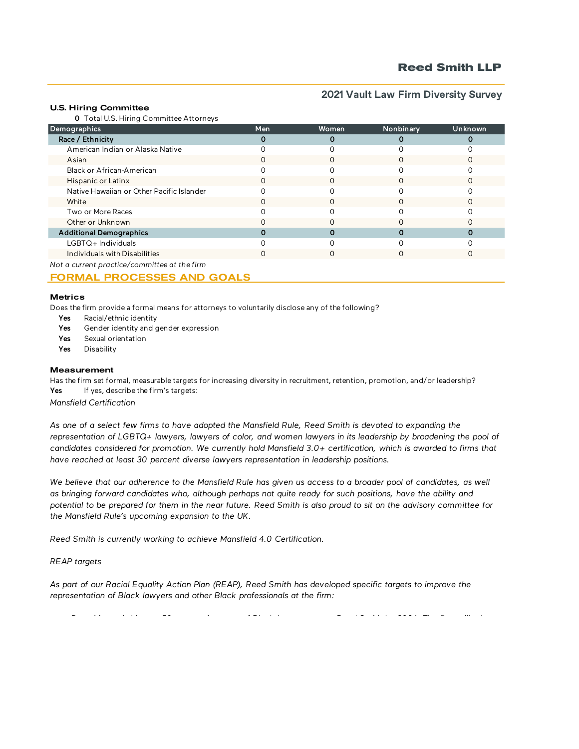### U.S. Hiring Committee

**0** Total U.S. Hiring Committee Attorneys

| Demographics | Men | Women | Nonbinary | Unknown |
|---|---|---|---|---|
| **Race / Ethnicity** | **0** | **0** | **0** | **0** |
| American Indian or Alaska Native | 0 | 0 | 0 | 0 |
| Asian | 0 | 0 | 0 | 0 |
| Black or African-American | 0 | 0 | 0 | 0 |
| Hispanic or Latinx | 0 | 0 | 0 | 0 |
| Native Hawaiian or Other Pacific Islander | 0 | 0 | 0 | 0 |
| White | 0 | 0 | 0 | 0 |
| Two or More Races | 0 | 0 | 0 | 0 |
| Other or Unknown | 0 | 0 | 0 | 0 |
| **Additional Demographics** | **0** | **0** | **0** | **0** |
| LGBTQ+ Individuals | 0 | 0 | 0 | 0 |
| Individuals with Disabilities | 0 | 0 | 0 | 0 |

*Not a current practice/committee at the firm*

## FORMAL PROCESSES AND GOALS

### Metrics

Does the firm provide a formal means for attorneys to voluntarily disclose any of the following?

- **Yes** Racial/ethnic identity
- **Yes** Gender identity and gender expression
- **Yes** Sexual orientation
- **Yes** Disability

### Measurement

Has the firm set formal, measurable targets for increasing diversity in recruitment, retention, promotion, and/or leadership?

**Yes** If yes, describe the firm's targets:

*Mansfield Certification*

*As one of a select few firms to have adopted the Mansfield Rule, Reed Smith is devoted to expanding the representation of LGBTQ+ lawyers, lawyers of color, and women lawyers in its leadership by broadening the pool of candidates considered for promotion. We currently hold Mansfield 3.0+ certification, which is awarded to firms that have reached at least 30 percent diverse lawyers representation in leadership positions.*

*We believe that our adherence to the Mansfield Rule has given us access to a broader pool of candidates, as well as bringing forward candidates who, although perhaps not quite ready for such positions, have the ability and potential to be prepared for them in the near future. Reed Smith is also proud to sit on the advisory committee for the Mansfield Rule's upcoming expansion to the UK.*

*Reed Smith is currently working to achieve Mansfield 4.0 Certification.*

*REAP targets*

*As part of our Racial Equality Action Plan (REAP), Reed Smith has developed specific targets to improve the representation of Black lawyers and other Black professionals at the firm:*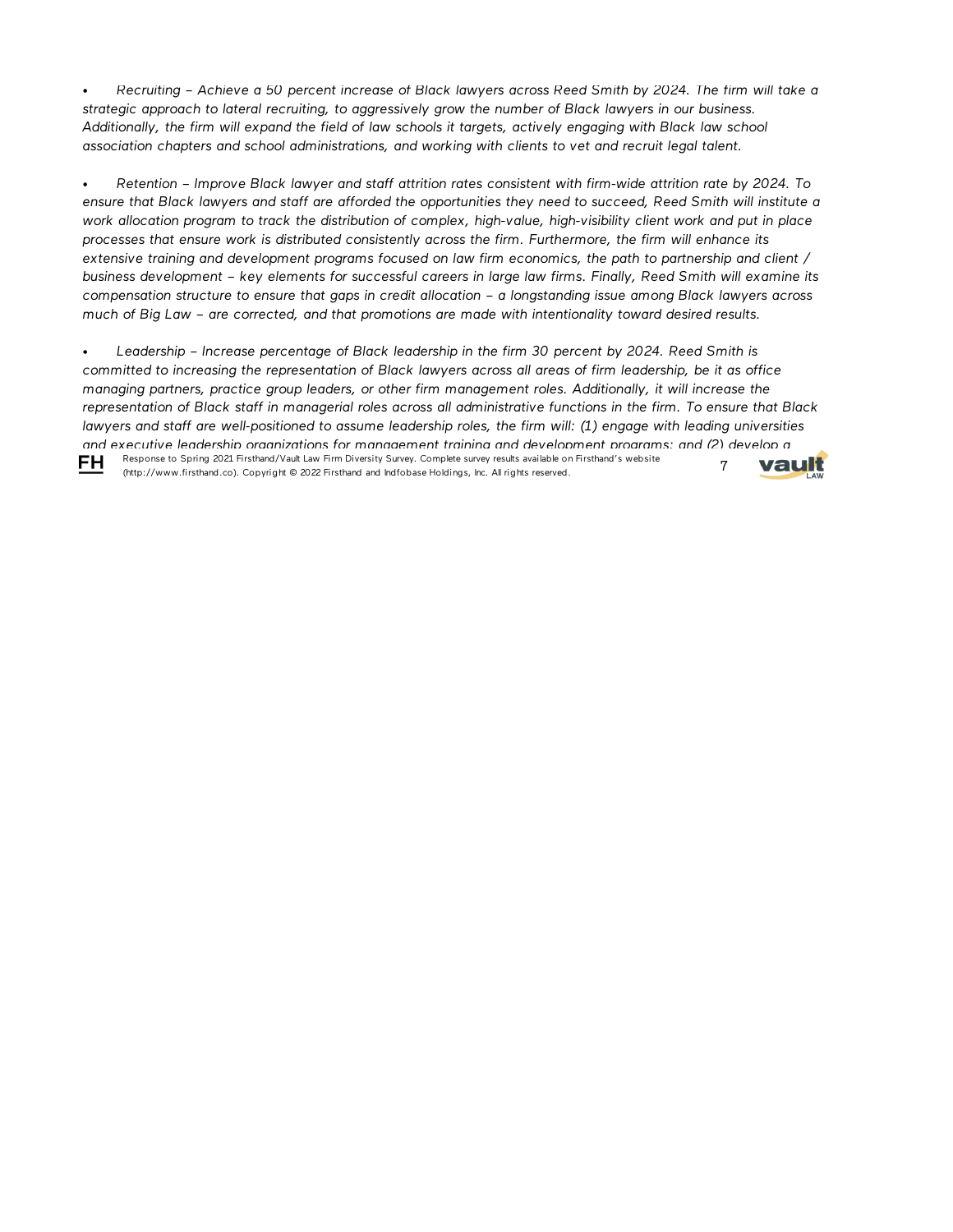- *Recruiting – Achieve a 50 percent increase of Black lawyers across Reed Smith by 2024. The firm will take a strategic approach to lateral recruiting, to aggressively grow the number of Black lawyers in our business. Additionally, the firm will expand the field of law schools it targets, actively engaging with Black law school association chapters and school administrations, and working with clients to vet and recruit legal talent.*

- *Retention – Improve Black lawyer and staff attrition rates consistent with firm-wide attrition rate by 2024. To ensure that Black lawyers and staff are afforded the opportunities they need to succeed, Reed Smith will institute a work allocation program to track the distribution of complex, high-value, high-visibility client work and put in place processes that ensure work is distributed consistently across the firm. Furthermore, the firm will enhance its extensive training and development programs focused on law firm economics, the path to partnership and client / business development – key elements for successful careers in large law firms. Finally, Reed Smith will examine its compensation structure to ensure that gaps in credit allocation – a longstanding issue among Black lawyers across much of Big Law – are corrected, and that promotions are made with intentionality toward desired results.*

- *Leadership – Increase percentage of Black leadership in the firm 30 percent by 2024. Reed Smith is committed to increasing the representation of Black lawyers across all areas of firm leadership, be it as office managing partners, practice group leaders, or other firm management roles. Additionally, it will increase the representation of Black staff in managerial roles across all administrative functions in the firm. To ensure that Black lawyers and staff are well-positioned to assume leadership roles, the firm will: (1) engage with leading universities and executive leadership organizations for management training and development programs; and (2) develop a*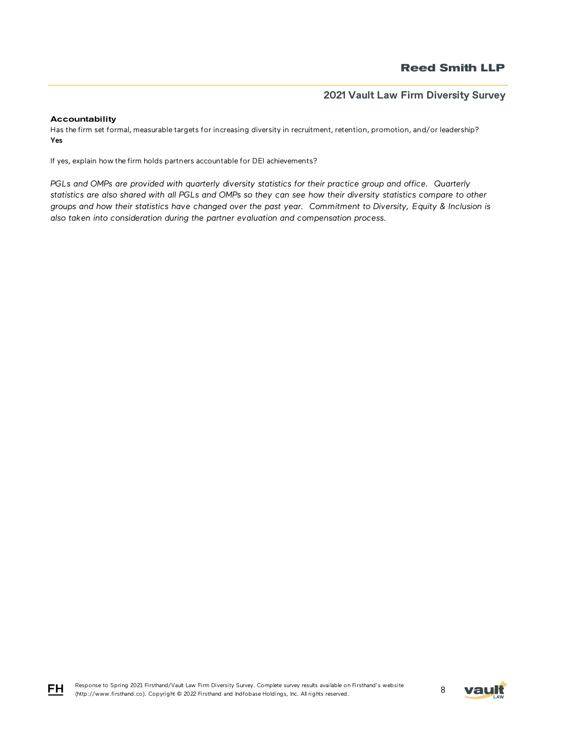**Accountability**

Has the firm set formal, measurable targets for increasing diversity in recruitment, retention, promotion, and/or leadership?
**Yes**

If yes, explain how the firm holds partners accountable for DEI achievements?

*PGLs and OMPs are provided with quarterly diversity statistics for their practice group and office. Quarterly statistics are also shared with all PGLs and OMPs so they can see how their diversity statistics compare to other groups and how their statistics have changed over the past year. Commitment to Diversity, Equity & Inclusion is also taken into consideration during the partner evaluation and compensation process.*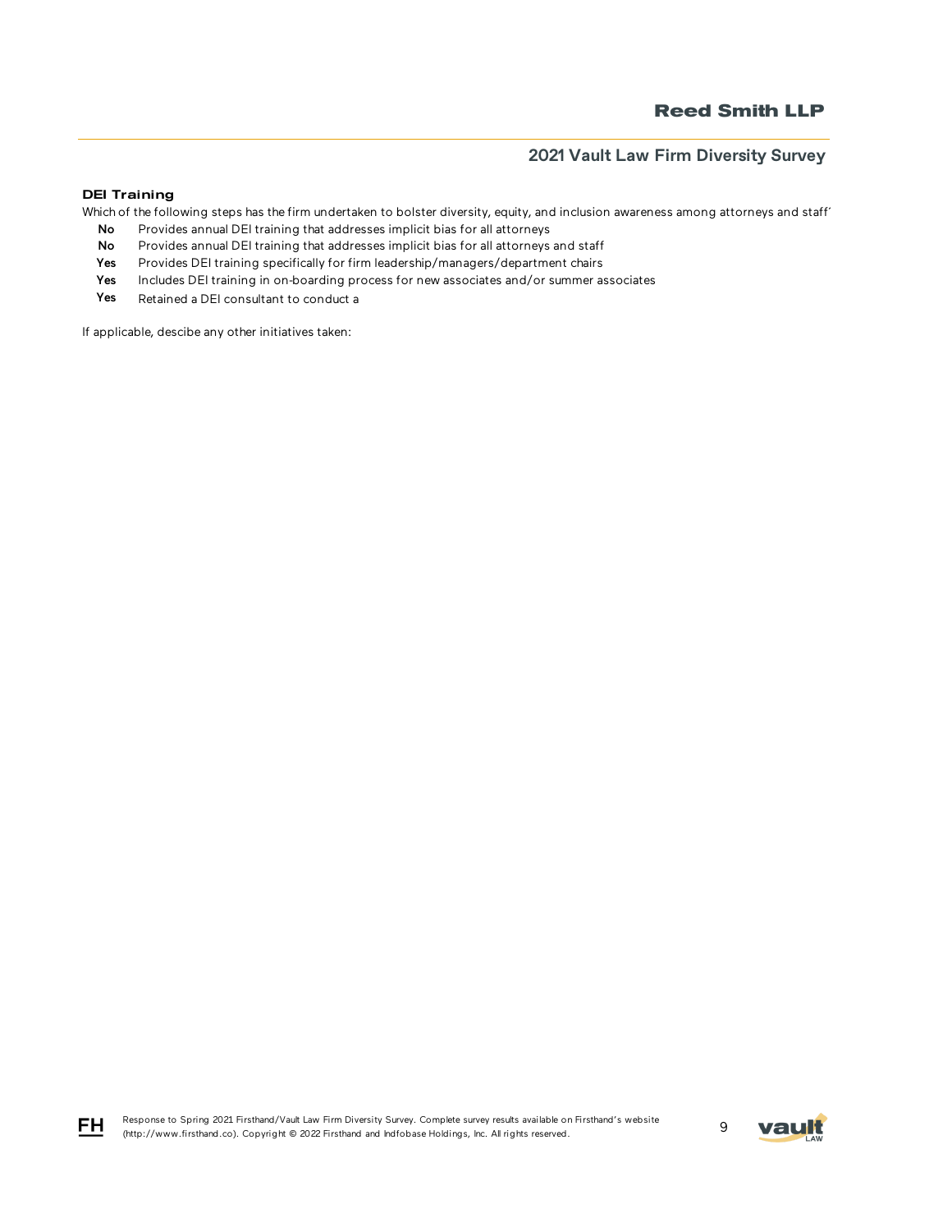### DEI Training

Which of the following steps has the firm undertaken to bolster diversity, equity, and inclusion awareness among attorneys and staff'

| | |
|---|---|
| **No** | Provides annual DEI training that addresses implicit bias for all attorneys |
| **No** | Provides annual DEI training that addresses implicit bias for all attorneys and staff |
| **Yes** | Provides DEI training specifically for firm leadership/managers/department chairs |
| **Yes** | Includes DEI training in on-boarding process for new associates and/or summer associates |
| **Yes** | Retained a DEI consultant to conduct a |

If applicable, descibe any other initiatives taken: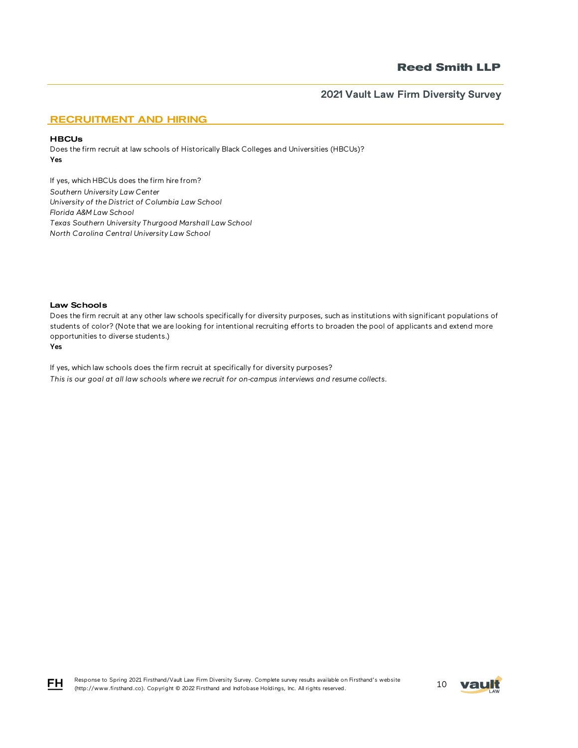## RECRUITMENT AND HIRING

### HBCUs

Does the firm recruit at law schools of Historically Black Colleges and Universities (HBCUs)?
**Yes**

If yes, which HBCUs does the firm hire from?
*Southern University Law Center*
*University of the District of Columbia Law School*
*Florida A&M Law School*
*Texas Southern University Thurgood Marshall Law School*
*North Carolina Central University Law School*

### Law Schools

Does the firm recruit at any other law schools specifically for diversity purposes, such as institutions with significant populations of students of color? (Note that we are looking for intentional recruiting efforts to broaden the pool of applicants and extend more opportunities to diverse students.)
**Yes**

If yes, which law schools does the firm recruit at specifically for diversity purposes?
*This is our goal at all law schools where we recruit for on-campus interviews and resume collects.*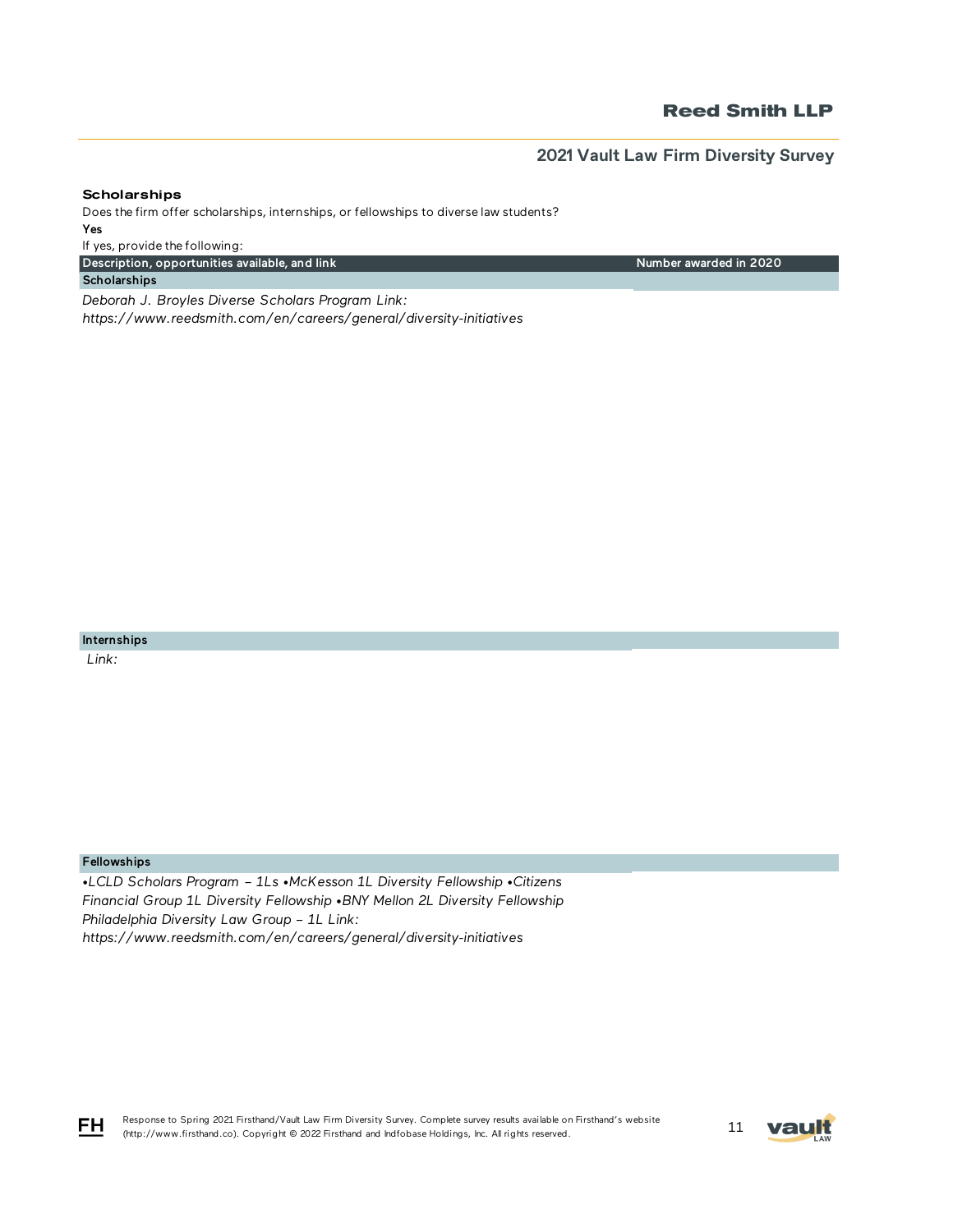### Scholarships

Does the firm offer scholarships, internships, or fellowships to diverse law students?

**Yes**

If yes, provide the following:

| Description, opportunities available, and link | Number awarded in 2020 |
|---|---|
| **Scholarships** | |
| *Deborah J. Broyles Diverse Scholars Program Link: https://www.reedsmith.com/en/careers/general/diversity-initiatives* | |
| **Internships** | |
| *Link:* | |
| **Fellowships** | |
| *•LCLD Scholars Program – 1Ls •McKesson 1L Diversity Fellowship •Citizens Financial Group 1L Diversity Fellowship •BNY Mellon 2L Diversity Fellowship Philadelphia Diversity Law Group – 1L Link: https://www.reedsmith.com/en/careers/general/diversity-initiatives* | |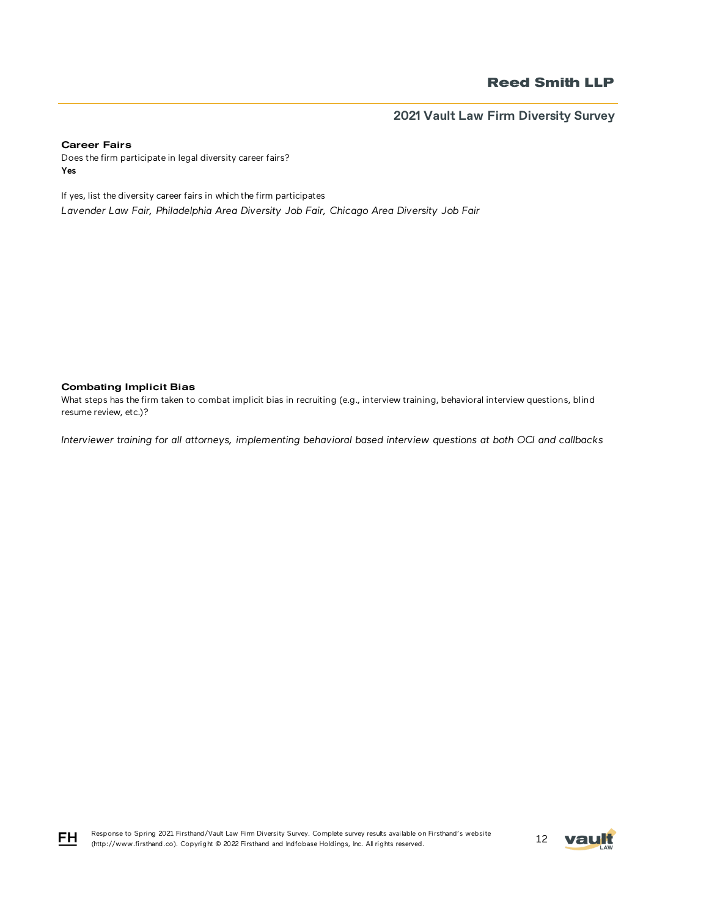### Career Fairs

Does the firm participate in legal diversity career fairs?

**Yes**

If yes, list the diversity career fairs in which the firm participates

*Lavender Law Fair, Philadelphia Area Diversity Job Fair, Chicago Area Diversity Job Fair*

### Combating Implicit Bias

What steps has the firm taken to combat implicit bias in recruiting (e.g., interview training, behavioral interview questions, blind resume review, etc.)?

*Interviewer training for all attorneys, implementing behavioral based interview questions at both OCI and callbacks*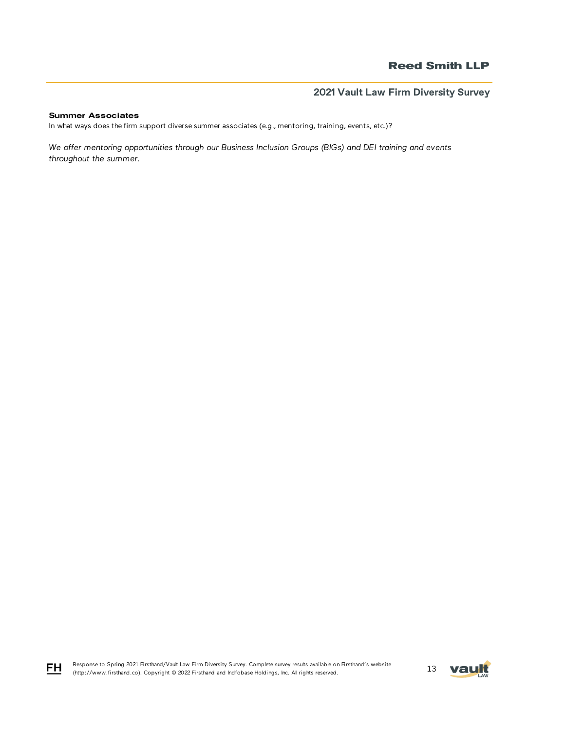**Summer Associates**

In what ways does the firm support diverse summer associates (e.g., mentoring, training, events, etc.)?

*We offer mentoring opportunities through our Business Inclusion Groups (BIGs) and DEI training and events throughout the summer.*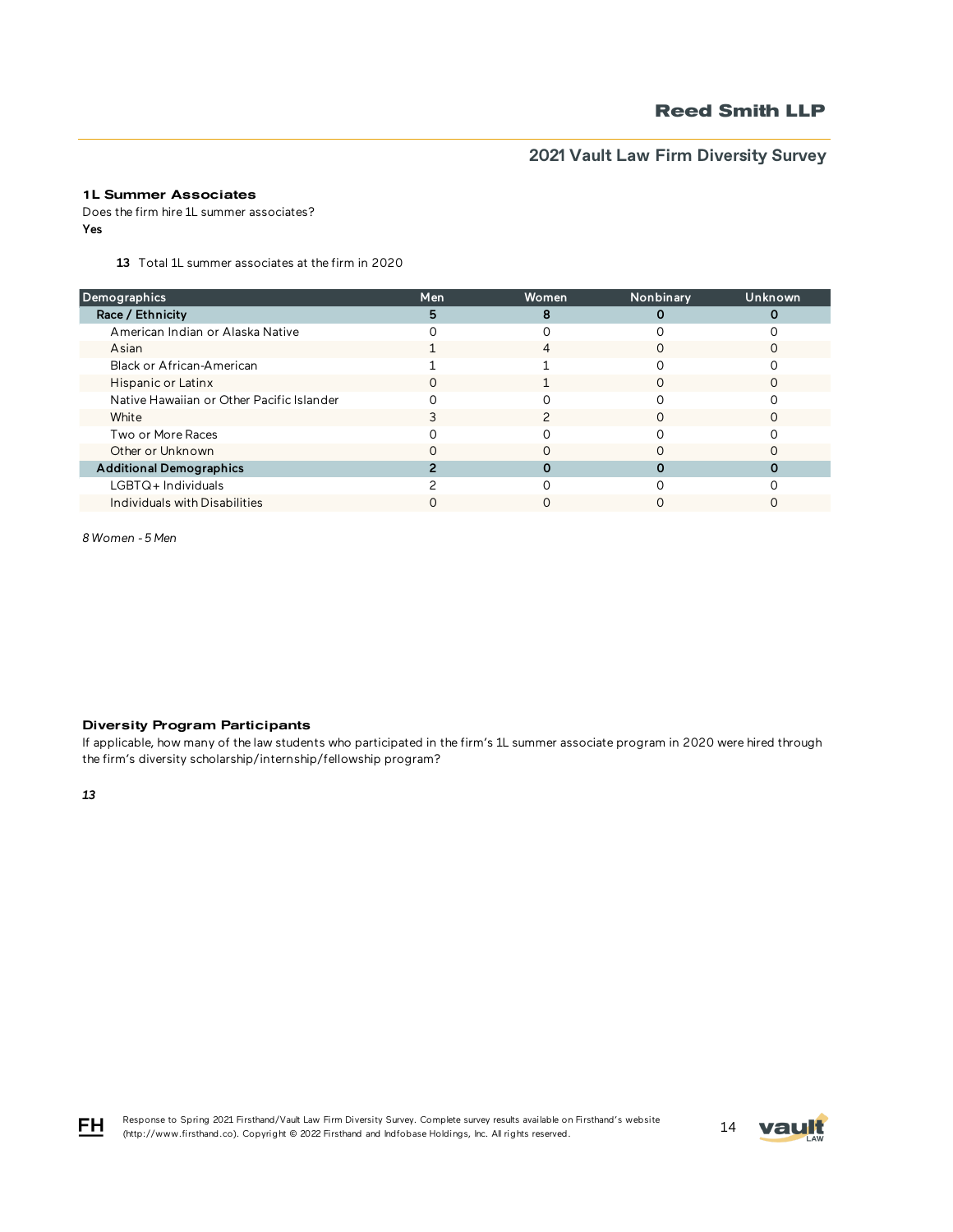### 1L Summer Associates

Does the firm hire 1L summer associates?

**Yes**

**13** Total 1L summer associates at the firm in 2020

| Demographics | Men | Women | Nonbinary | Unknown |
|---|---|---|---|---|
| **Race / Ethnicity** | **5** | **8** | **0** | **0** |
| American Indian or Alaska Native | 0 | 0 | 0 | 0 |
| Asian | 1 | 4 | 0 | 0 |
| Black or African-American | 1 | 1 | 0 | 0 |
| Hispanic or Latinx | 0 | 1 | 0 | 0 |
| Native Hawaiian or Other Pacific Islander | 0 | 0 | 0 | 0 |
| White | 3 | 2 | 0 | 0 |
| Two or More Races | 0 | 0 | 0 | 0 |
| Other or Unknown | 0 | 0 | 0 | 0 |
| **Additional Demographics** | **2** | **0** | **0** | **0** |
| LGBTQ+ Individuals | 2 | 0 | 0 | 0 |
| Individuals with Disabilities | 0 | 0 | 0 | 0 |

*8 Women - 5 Men*

### Diversity Program Participants

If applicable, how many of the law students who participated in the firm's 1L summer associate program in 2020 were hired through the firm's diversity scholarship/internship/fellowship program?

***13***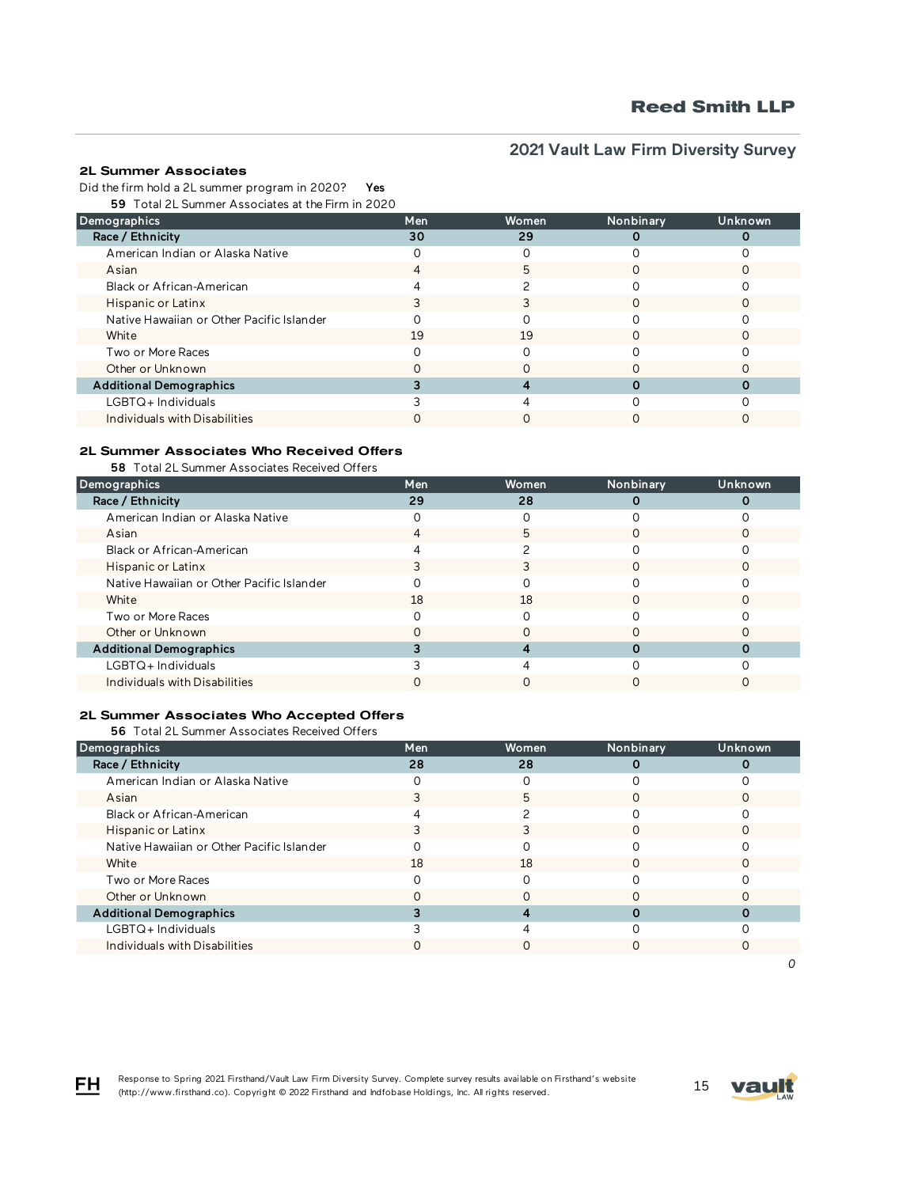## 2L Summer Associates

Did the firm hold a 2L summer program in 2020? **Yes**

**59** Total 2L Summer Associates at the Firm in 2020

| Demographics | Men | Women | Nonbinary | Unknown |
|---|---|---|---|---|
| **Race / Ethnicity** | **30** | **29** | **0** | **0** |
| American Indian or Alaska Native | 0 | 0 | 0 | 0 |
| Asian | 4 | 5 | 0 | 0 |
| Black or African-American | 4 | 2 | 0 | 0 |
| Hispanic or Latinx | 3 | 3 | 0 | 0 |
| Native Hawaiian or Other Pacific Islander | 0 | 0 | 0 | 0 |
| White | 19 | 19 | 0 | 0 |
| Two or More Races | 0 | 0 | 0 | 0 |
| Other or Unknown | 0 | 0 | 0 | 0 |
| **Additional Demographics** | **3** | **4** | **0** | **0** |
| LGBTQ+ Individuals | 3 | 4 | 0 | 0 |
| Individuals with Disabilities | 0 | 0 | 0 | 0 |

## 2L Summer Associates Who Received Offers

**58** Total 2L Summer Associates Received Offers

| Demographics | Men | Women | Nonbinary | Unknown |
|---|---|---|---|---|
| **Race / Ethnicity** | **29** | **28** | **0** | **0** |
| American Indian or Alaska Native | 0 | 0 | 0 | 0 |
| Asian | 4 | 5 | 0 | 0 |
| Black or African-American | 4 | 2 | 0 | 0 |
| Hispanic or Latinx | 3 | 3 | 0 | 0 |
| Native Hawaiian or Other Pacific Islander | 0 | 0 | 0 | 0 |
| White | 18 | 18 | 0 | 0 |
| Two or More Races | 0 | 0 | 0 | 0 |
| Other or Unknown | 0 | 0 | 0 | 0 |
| **Additional Demographics** | **3** | **4** | **0** | **0** |
| LGBTQ+ Individuals | 3 | 4 | 0 | 0 |
| Individuals with Disabilities | 0 | 0 | 0 | 0 |

## 2L Summer Associates Who Accepted Offers

**56** Total 2L Summer Associates Received Offers

| Demographics | Men | Women | Nonbinary | Unknown |
|---|---|---|---|---|
| **Race / Ethnicity** | **28** | **28** | **0** | **0** |
| American Indian or Alaska Native | 0 | 0 | 0 | 0 |
| Asian | 3 | 5 | 0 | 0 |
| Black or African-American | 4 | 2 | 0 | 0 |
| Hispanic or Latinx | 3 | 3 | 0 | 0 |
| Native Hawaiian or Other Pacific Islander | 0 | 0 | 0 | 0 |
| White | 18 | 18 | 0 | 0 |
| Two or More Races | 0 | 0 | 0 | 0 |
| Other or Unknown | 0 | 0 | 0 | 0 |
| **Additional Demographics** | **3** | **4** | **0** | **0** |
| LGBTQ+ Individuals | 3 | 4 | 0 | 0 |
| Individuals with Disabilities | 0 | 0 | 0 | 0 |

*0*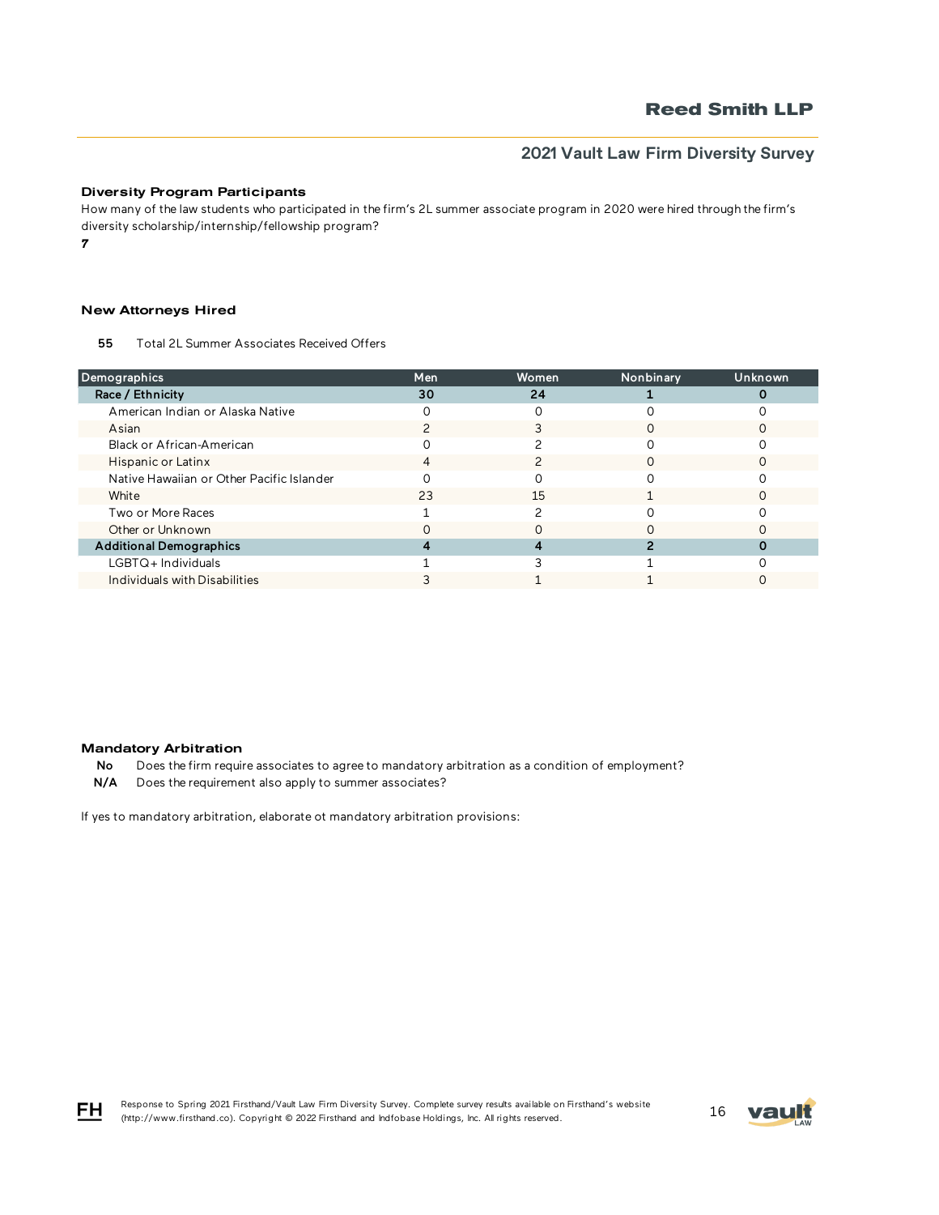### Diversity Program Participants

How many of the law students who participated in the firm's 2L summer associate program in 2020 were hired through the firm's diversity scholarship/internship/fellowship program?

**7**

### New Attorneys Hired

**55** Total 2L Summer Associates Received Offers

| Demographics | Men | Women | Nonbinary | Unknown |
|---|---|---|---|---|
| **Race / Ethnicity** | **30** | **24** | **1** | **0** |
| American Indian or Alaska Native | 0 | 0 | 0 | 0 |
| Asian | 2 | 3 | 0 | 0 |
| Black or African-American | 0 | 2 | 0 | 0 |
| Hispanic or Latinx | 4 | 2 | 0 | 0 |
| Native Hawaiian or Other Pacific Islander | 0 | 0 | 0 | 0 |
| White | 23 | 15 | 1 | 0 |
| Two or More Races | 1 | 2 | 0 | 0 |
| Other or Unknown | 0 | 0 | 0 | 0 |
| **Additional Demographics** | **4** | **4** | **2** | **0** |
| LGBTQ+ Individuals | 1 | 3 | 1 | 0 |
| Individuals with Disabilities | 3 | 1 | 1 | 0 |

### Mandatory Arbitration

**No** Does the firm require associates to agree to mandatory arbitration as a condition of employment?

**N/A** Does the requirement also apply to summer associates?

If yes to mandatory arbitration, elaborate ot mandatory arbitration provisions: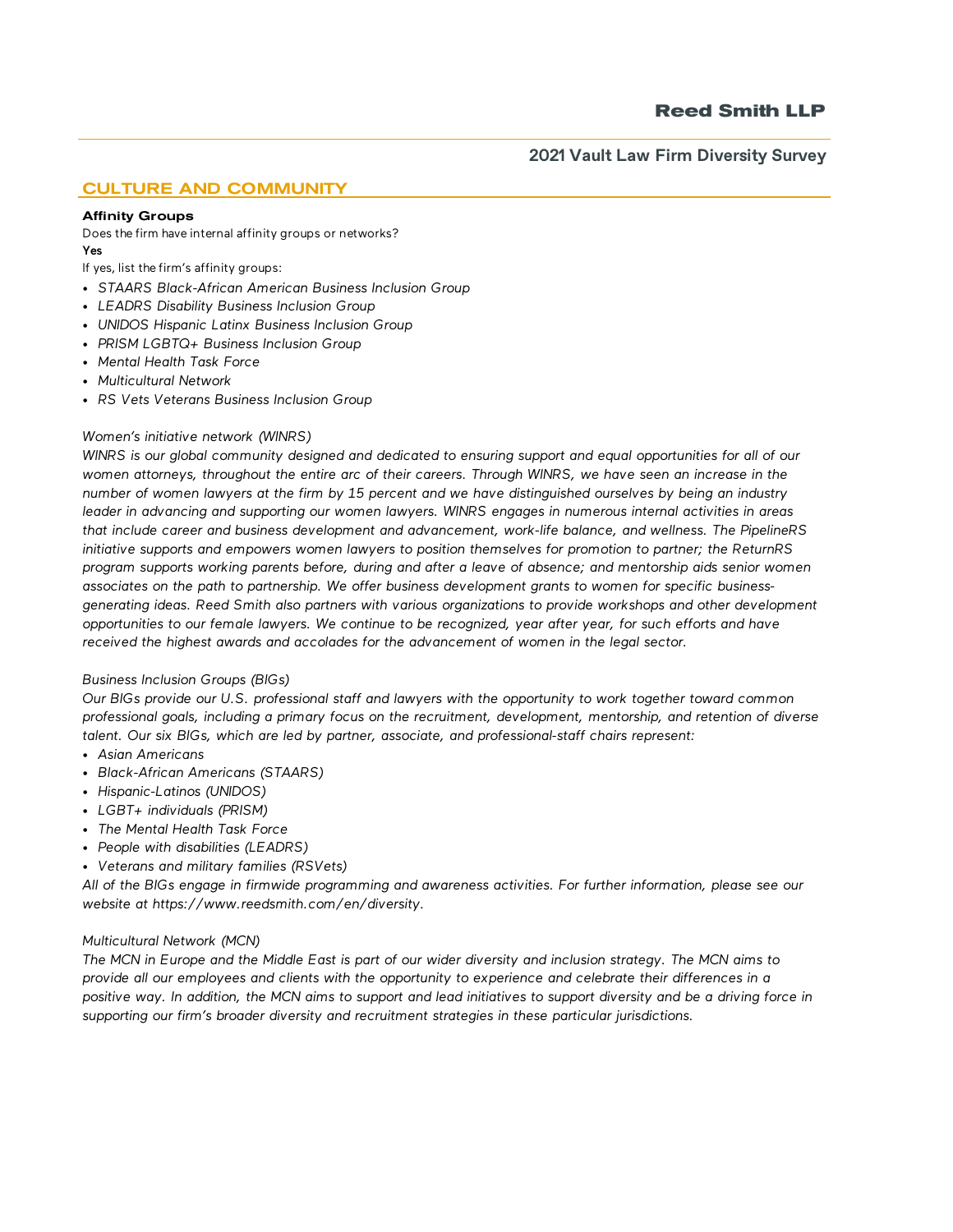## CULTURE AND COMMUNITY

### Affinity Groups

Does the firm have internal affinity groups or networks?

**Yes**

If yes, list the firm's affinity groups:

- *STAARS Black-African American Business Inclusion Group*
- *LEADRS Disability Business Inclusion Group*
- *UNIDOS Hispanic Latinx Business Inclusion Group*
- *PRISM LGBTQ+ Business Inclusion Group*
- *Mental Health Task Force*
- *Multicultural Network*
- *RS Vets Veterans Business Inclusion Group*

*Women's initiative network (WINRS)*

*WINRS is our global community designed and dedicated to ensuring support and equal opportunities for all of our women attorneys, throughout the entire arc of their careers. Through WINRS, we have seen an increase in the number of women lawyers at the firm by 15 percent and we have distinguished ourselves by being an industry leader in advancing and supporting our women lawyers. WINRS engages in numerous internal activities in areas that include career and business development and advancement, work-life balance, and wellness. The PipelineRS initiative supports and empowers women lawyers to position themselves for promotion to partner; the ReturnRS program supports working parents before, during and after a leave of absence; and mentorship aids senior women associates on the path to partnership. We offer business development grants to women for specific business-generating ideas. Reed Smith also partners with various organizations to provide workshops and other development opportunities to our female lawyers. We continue to be recognized, year after year, for such efforts and have received the highest awards and accolades for the advancement of women in the legal sector.*

*Business Inclusion Groups (BIGs)*

*Our BIGs provide our U.S. professional staff and lawyers with the opportunity to work together toward common professional goals, including a primary focus on the recruitment, development, mentorship, and retention of diverse talent. Our six BIGs, which are led by partner, associate, and professional-staff chairs represent:*

- *Asian Americans*
- *Black-African Americans (STAARS)*
- *Hispanic-Latinos (UNIDOS)*
- *LGBT+ individuals (PRISM)*
- *The Mental Health Task Force*
- *People with disabilities (LEADRS)*
- *Veterans and military families (RSVets)*

*All of the BIGs engage in firmwide programming and awareness activities. For further information, please see our website at https://www.reedsmith.com/en/diversity.*

*Multicultural Network (MCN)*

*The MCN in Europe and the Middle East is part of our wider diversity and inclusion strategy. The MCN aims to provide all our employees and clients with the opportunity to experience and celebrate their differences in a positive way. In addition, the MCN aims to support and lead initiatives to support diversity and be a driving force in supporting our firm's broader diversity and recruitment strategies in these particular jurisdictions.*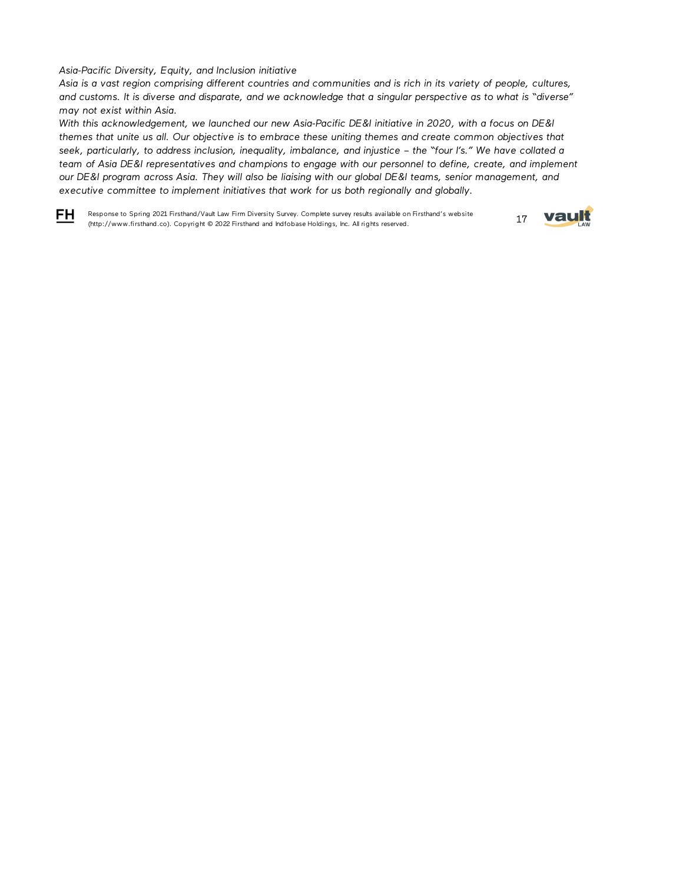*Asia-Pacific Diversity, Equity, and Inclusion initiative*

*Asia is a vast region comprising different countries and communities and is rich in its variety of people, cultures, and customs. It is diverse and disparate, and we acknowledge that a singular perspective as to what is "diverse" may not exist within Asia.*

*With this acknowledgement, we launched our new Asia-Pacific DE&I initiative in 2020, with a focus on DE&I themes that unite us all. Our objective is to embrace these uniting themes and create common objectives that seek, particularly, to address inclusion, inequality, imbalance, and injustice – the "four I's." We have collated a team of Asia DE&I representatives and champions to engage with our personnel to define, create, and implement our DE&I program across Asia. They will also be liaising with our global DE&I teams, senior management, and executive committee to implement initiatives that work for us both regionally and globally.*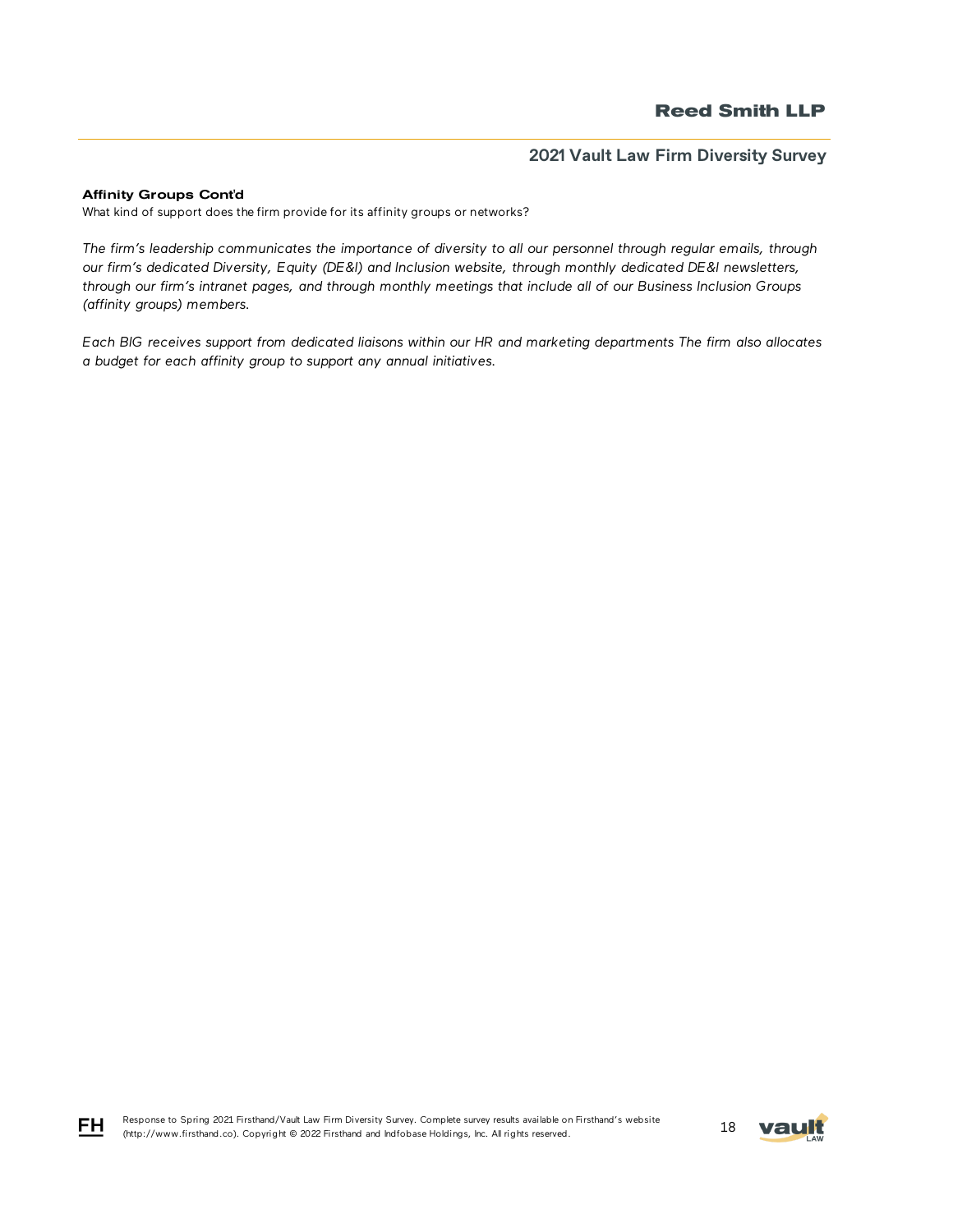**Affinity Groups Cont'd**

What kind of support does the firm provide for its affinity groups or networks?

*The firm's leadership communicates the importance of diversity to all our personnel through regular emails, through our firm's dedicated Diversity, Equity (DE&I) and Inclusion website, through monthly dedicated DE&I newsletters, through our firm's intranet pages, and through monthly meetings that include all of our Business Inclusion Groups (affinity groups) members.*

*Each BIG receives support from dedicated liaisons within our HR and marketing departments The firm also allocates a budget for each affinity group to support any annual initiatives.*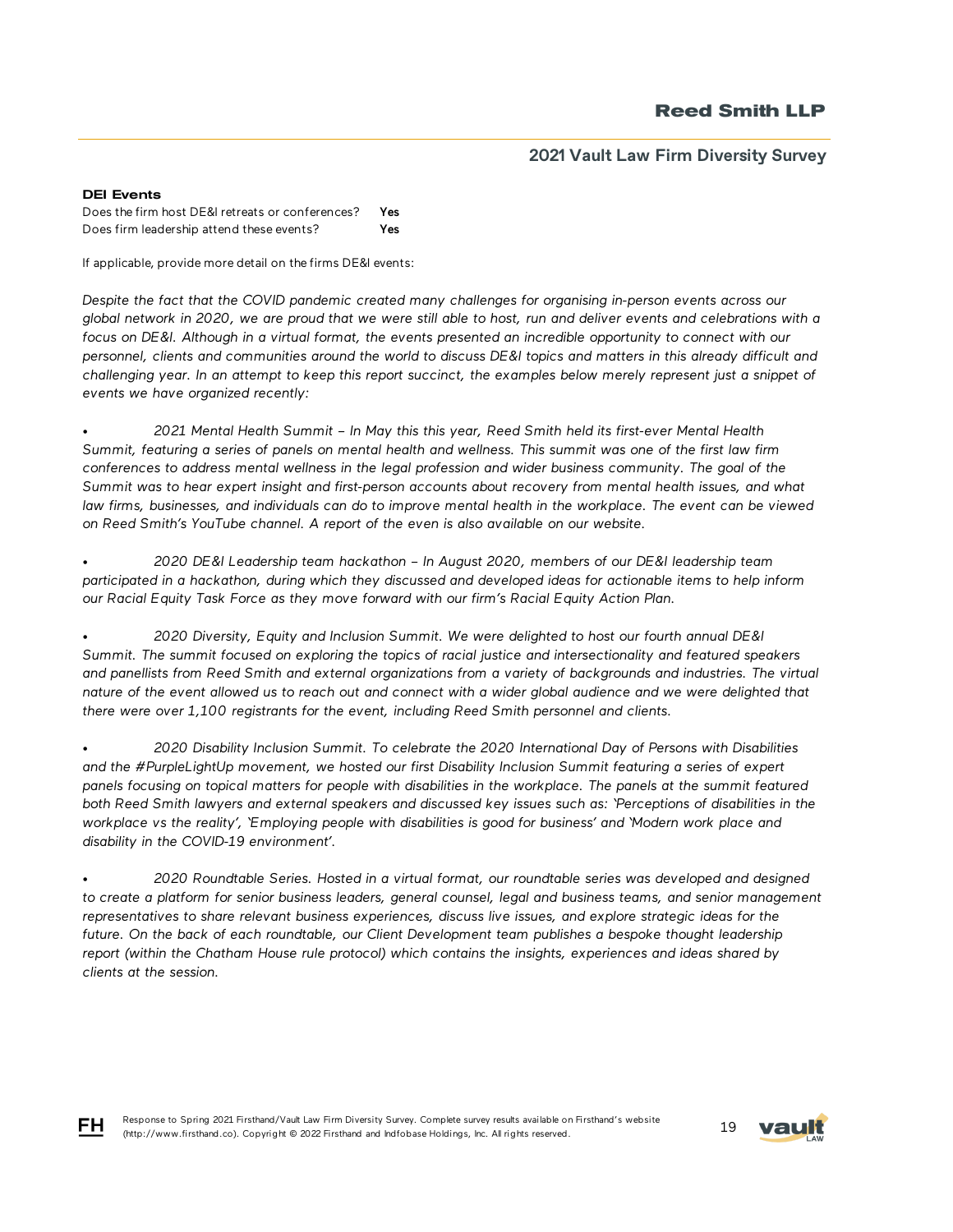### DEI Events

| | |
|---|---|
| Does the firm host DE&I retreats or conferences? | **Yes** |
| Does firm leadership attend these events? | **Yes** |

If applicable, provide more detail on the firms DE&I events:

*Despite the fact that the COVID pandemic created many challenges for organising in-person events across our global network in 2020, we are proud that we were still able to host, run and deliver events and celebrations with a focus on DE&I. Although in a virtual format, the events presented an incredible opportunity to connect with our personnel, clients and communities around the world to discuss DE&I topics and matters in this already difficult and challenging year. In an attempt to keep this report succinct, the examples below merely represent just a snippet of events we have organized recently:*

- *2021 Mental Health Summit – In May this this year, Reed Smith held its first-ever Mental Health Summit, featuring a series of panels on mental health and wellness. This summit was one of the first law firm conferences to address mental wellness in the legal profession and wider business community. The goal of the Summit was to hear expert insight and first-person accounts about recovery from mental health issues, and what law firms, businesses, and individuals can do to improve mental health in the workplace. The event can be viewed on Reed Smith's YouTube channel. A report of the even is also available on our website.*

- *2020 DE&I Leadership team hackathon – In August 2020, members of our DE&I leadership team participated in a hackathon, during which they discussed and developed ideas for actionable items to help inform our Racial Equity Task Force as they move forward with our firm's Racial Equity Action Plan.*

- *2020 Diversity, Equity and Inclusion Summit. We were delighted to host our fourth annual DE&I Summit. The summit focused on exploring the topics of racial justice and intersectionality and featured speakers and panellists from Reed Smith and external organizations from a variety of backgrounds and industries. The virtual nature of the event allowed us to reach out and connect with a wider global audience and we were delighted that there were over 1,100 registrants for the event, including Reed Smith personnel and clients.*

- *2020 Disability Inclusion Summit. To celebrate the 2020 International Day of Persons with Disabilities and the #PurpleLightUp movement, we hosted our first Disability Inclusion Summit featuring a series of expert panels focusing on topical matters for people with disabilities in the workplace. The panels at the summit featured both Reed Smith lawyers and external speakers and discussed key issues such as: 'Perceptions of disabilities in the workplace vs the reality', 'Employing people with disabilities is good for business' and 'Modern work place and disability in the COVID-19 environment'.*

- *2020 Roundtable Series. Hosted in a virtual format, our roundtable series was developed and designed to create a platform for senior business leaders, general counsel, legal and business teams, and senior management representatives to share relevant business experiences, discuss live issues, and explore strategic ideas for the future. On the back of each roundtable, our Client Development team publishes a bespoke thought leadership report (within the Chatham House rule protocol) which contains the insights, experiences and ideas shared by clients at the session.*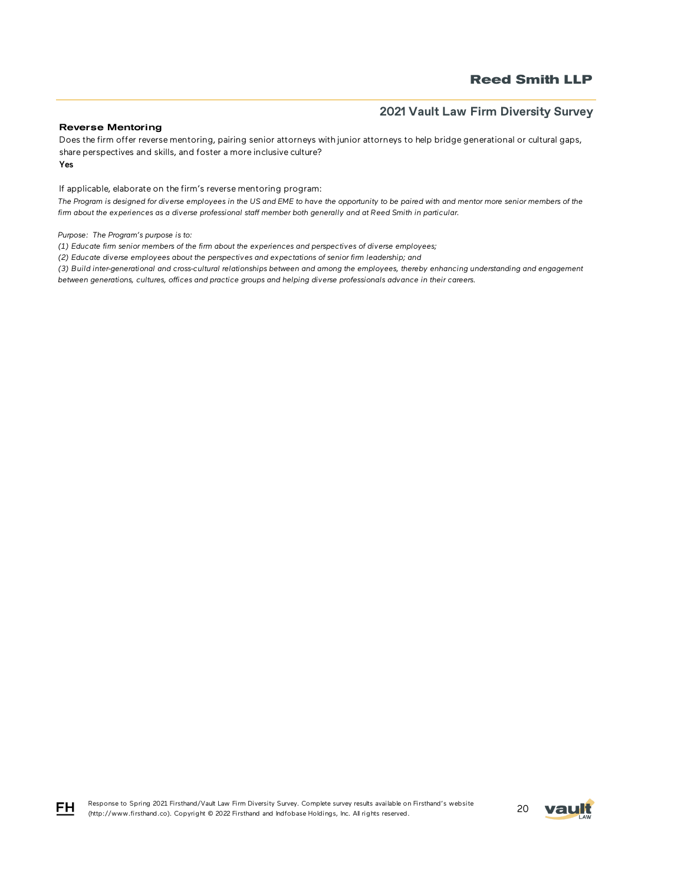### Reverse Mentoring

Does the firm offer reverse mentoring, pairing senior attorneys with junior attorneys to help bridge generational or cultural gaps, share perspectives and skills, and foster a more inclusive culture?

**Yes**

If applicable, elaborate on the firm's reverse mentoring program:

*The Program is designed for diverse employees in the US and EME to have the opportunity to be paired with and mentor more senior members of the firm about the experiences as a diverse professional staff member both generally and at Reed Smith in particular.*

*Purpose: The Program's purpose is to:*

*(1) Educate firm senior members of the firm about the experiences and perspectives of diverse employees;*

*(2) Educate diverse employees about the perspectives and expectations of senior firm leadership; and*

*(3) Build inter-generational and cross-cultural relationships between and among the employees, thereby enhancing understanding and engagement between generations, cultures, offices and practice groups and helping diverse professionals advance in their careers.*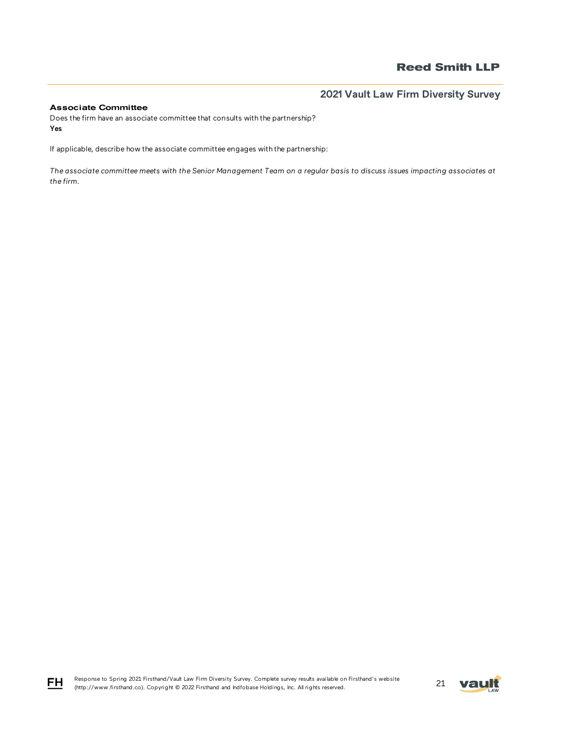### Associate Committee

Does the firm have an associate committee that consults with the partnership?

**Yes**

If applicable, describe how the associate committee engages with the partnership:

*The associate committee meets with the Senior Management Team on a regular basis to discuss issues impacting associates at the firm.*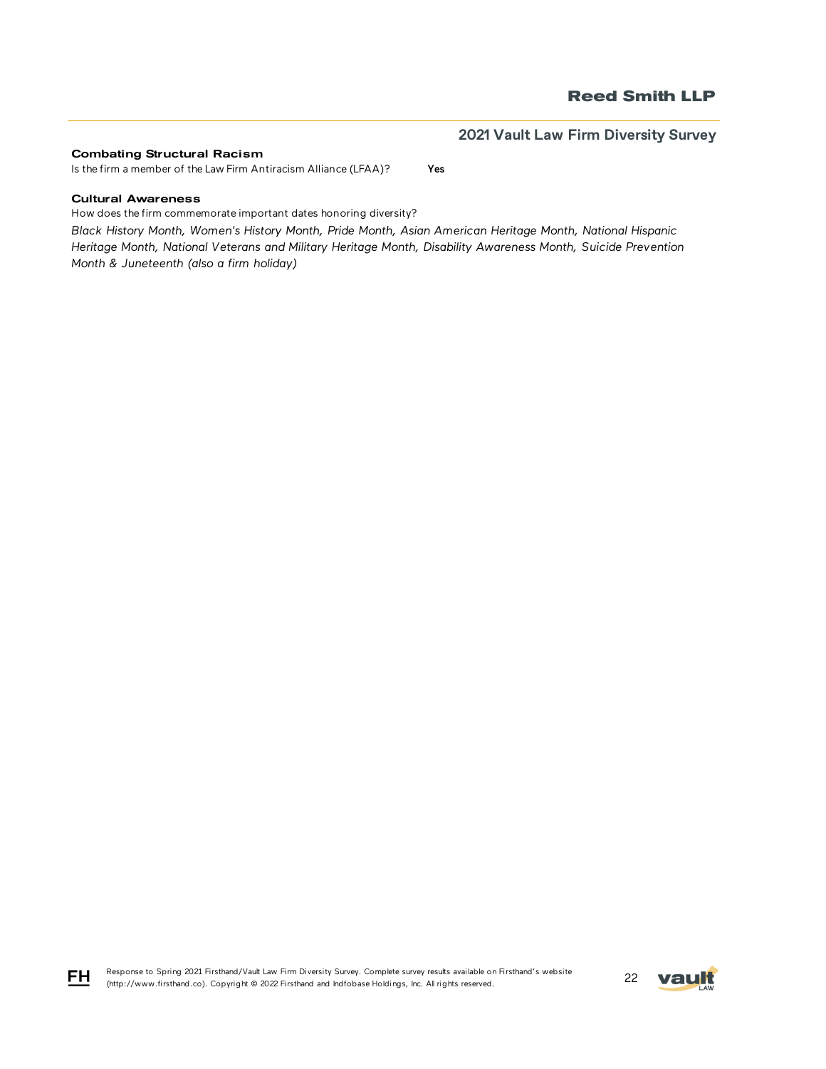### Combating Structural Racism

Is the firm a member of the Law Firm Antiracism Alliance (LFAA)? **Yes**

### Cultural Awareness

How does the firm commemorate important dates honoring diversity?

*Black History Month, Women's History Month, Pride Month, Asian American Heritage Month, National Hispanic Heritage Month, National Veterans and Military Heritage Month, Disability Awareness Month, Suicide Prevention Month & Juneteenth (also a firm holiday)*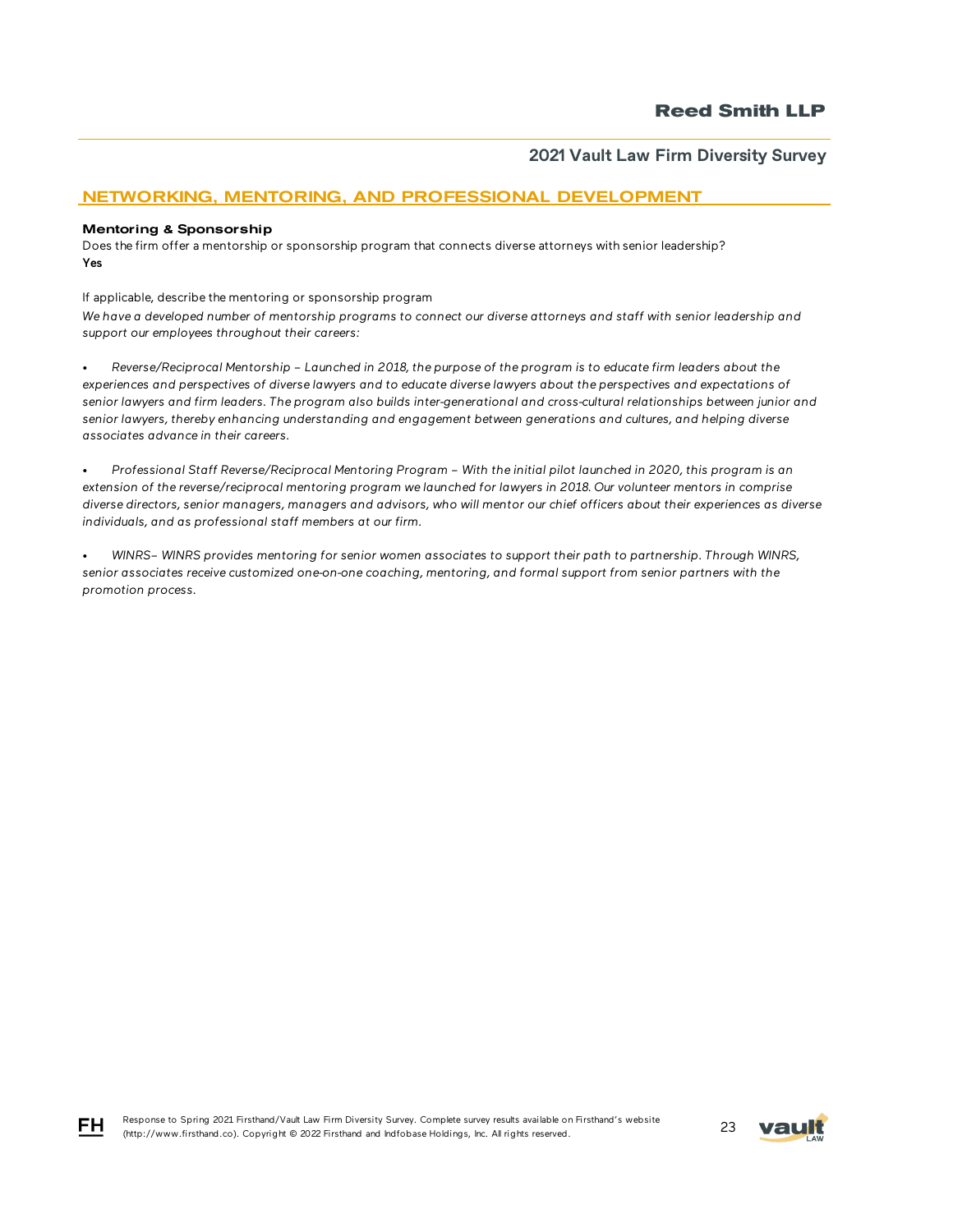## NETWORKING, MENTORING, AND PROFESSIONAL DEVELOPMENT

### Mentoring & Sponsorship

Does the firm offer a mentorship or sponsorship program that connects diverse attorneys with senior leadership?
**Yes**

If applicable, describe the mentoring or sponsorship program

*We have a developed number of mentorship programs to connect our diverse attorneys and staff with senior leadership and support our employees throughout their careers:*

- *Reverse/Reciprocal Mentorship – Launched in 2018, the purpose of the program is to educate firm leaders about the experiences and perspectives of diverse lawyers and to educate diverse lawyers about the perspectives and expectations of senior lawyers and firm leaders. The program also builds inter-generational and cross-cultural relationships between junior and senior lawyers, thereby enhancing understanding and engagement between generations and cultures, and helping diverse associates advance in their careers.*

- *Professional Staff Reverse/Reciprocal Mentoring Program – With the initial pilot launched in 2020, this program is an extension of the reverse/reciprocal mentoring program we launched for lawyers in 2018. Our volunteer mentors in comprise diverse directors, senior managers, managers and advisors, who will mentor our chief officers about their experiences as diverse individuals, and as professional staff members at our firm.*

- *WINRS– WINRS provides mentoring for senior women associates to support their path to partnership. Through WINRS, senior associates receive customized one-on-one coaching, mentoring, and formal support from senior partners with the promotion process.*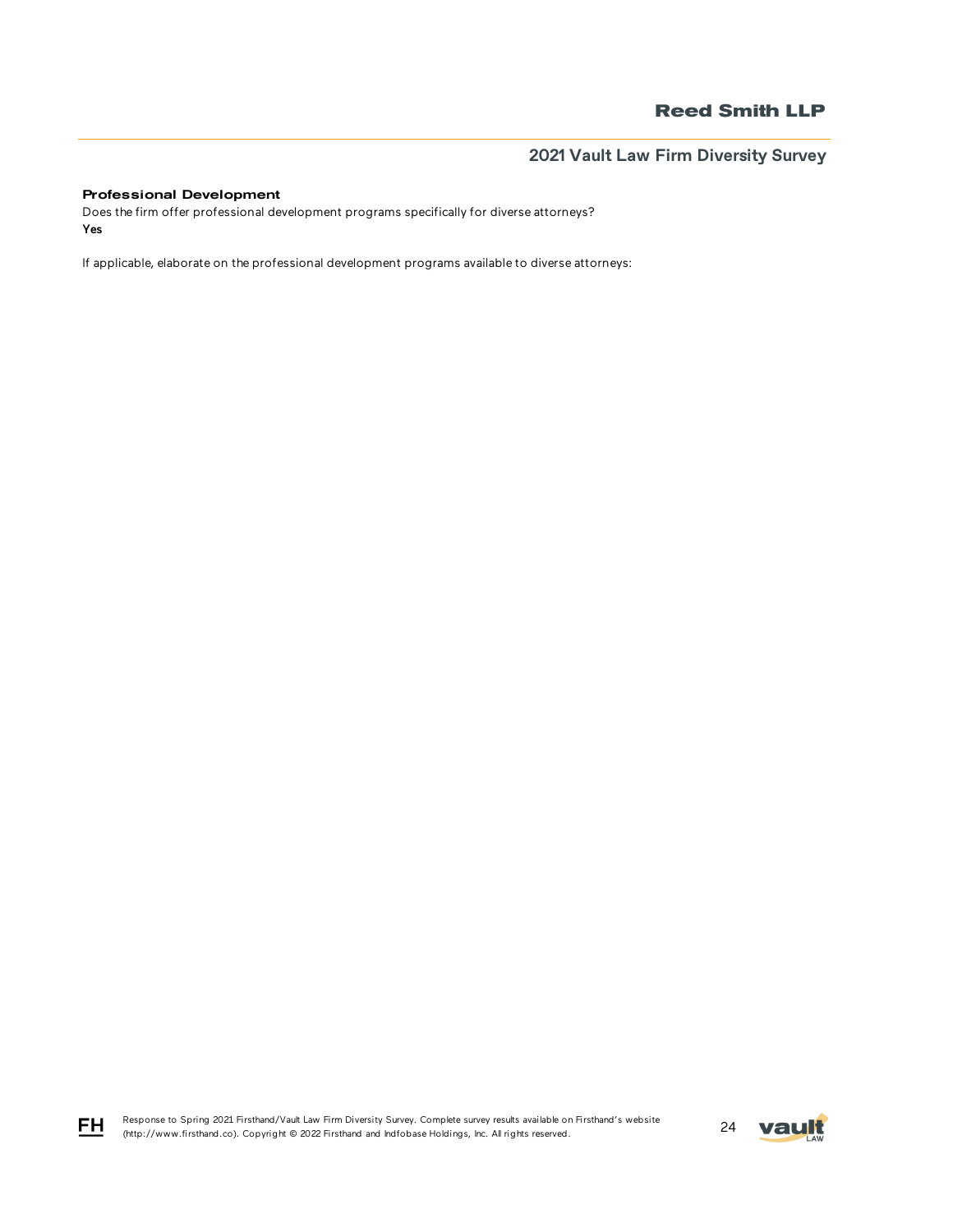### Professional Development

Does the firm offer professional development programs specifically for diverse attorneys?

**Yes**

If applicable, elaborate on the professional development programs available to diverse attorneys: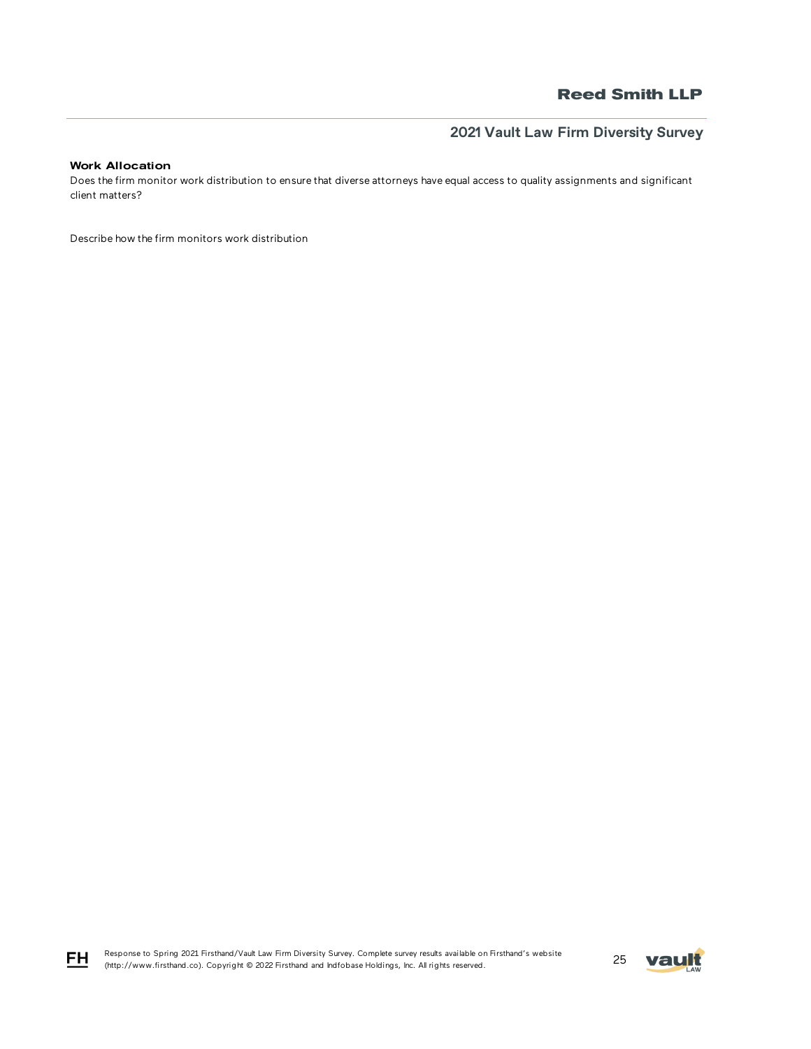#### Work Allocation

Does the firm monitor work distribution to ensure that diverse attorneys have equal access to quality assignments and significant client matters?

Describe how the firm monitors work distribution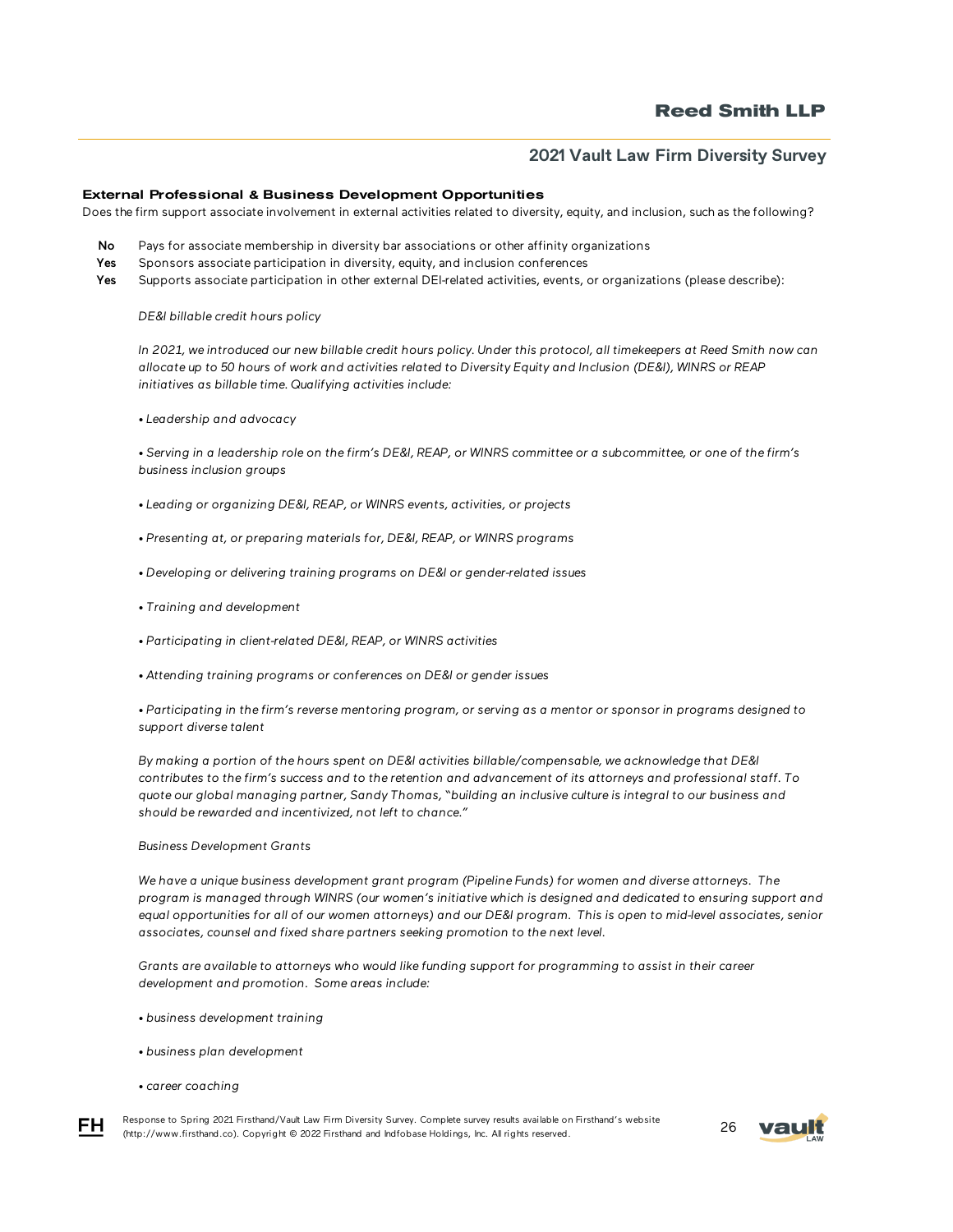### External Professional & Business Development Opportunities

Does the firm support associate involvement in external activities related to diversity, equity, and inclusion, such as the following?

**No** Pays for associate membership in diversity bar associations or other affinity organizations

**Yes** Sponsors associate participation in diversity, equity, and inclusion conferences

**Yes** Supports associate participation in other external DEI-related activities, events, or organizations (please describe):

*DE&I billable credit hours policy*

*In 2021, we introduced our new billable credit hours policy. Under this protocol, all timekeepers at Reed Smith now can allocate up to 50 hours of work and activities related to Diversity Equity and Inclusion (DE&I), WINRS or REAP initiatives as billable time. Qualifying activities include:*

*• Leadership and advocacy*

*• Serving in a leadership role on the firm's DE&I, REAP, or WINRS committee or a subcommittee, or one of the firm's business inclusion groups*

*• Leading or organizing DE&I, REAP, or WINRS events, activities, or projects*

*• Presenting at, or preparing materials for, DE&I, REAP, or WINRS programs*

*• Developing or delivering training programs on DE&I or gender-related issues*

*• Training and development*

*• Participating in client-related DE&I, REAP, or WINRS activities*

*• Attending training programs or conferences on DE&I or gender issues*

*• Participating in the firm's reverse mentoring program, or serving as a mentor or sponsor in programs designed to support diverse talent*

*By making a portion of the hours spent on DE&I activities billable/compensable, we acknowledge that DE&I contributes to the firm's success and to the retention and advancement of its attorneys and professional staff. To quote our global managing partner, Sandy Thomas, "building an inclusive culture is integral to our business and should be rewarded and incentivized, not left to chance."*

*Business Development Grants*

*We have a unique business development grant program (Pipeline Funds) for women and diverse attorneys. The program is managed through WINRS (our women's initiative which is designed and dedicated to ensuring support and equal opportunities for all of our women attorneys) and our DE&I program. This is open to mid-level associates, senior associates, counsel and fixed share partners seeking promotion to the next level.*

*Grants are available to attorneys who would like funding support for programming to assist in their career development and promotion. Some areas include:*

*• business development training*

*• business plan development*

*• career coaching*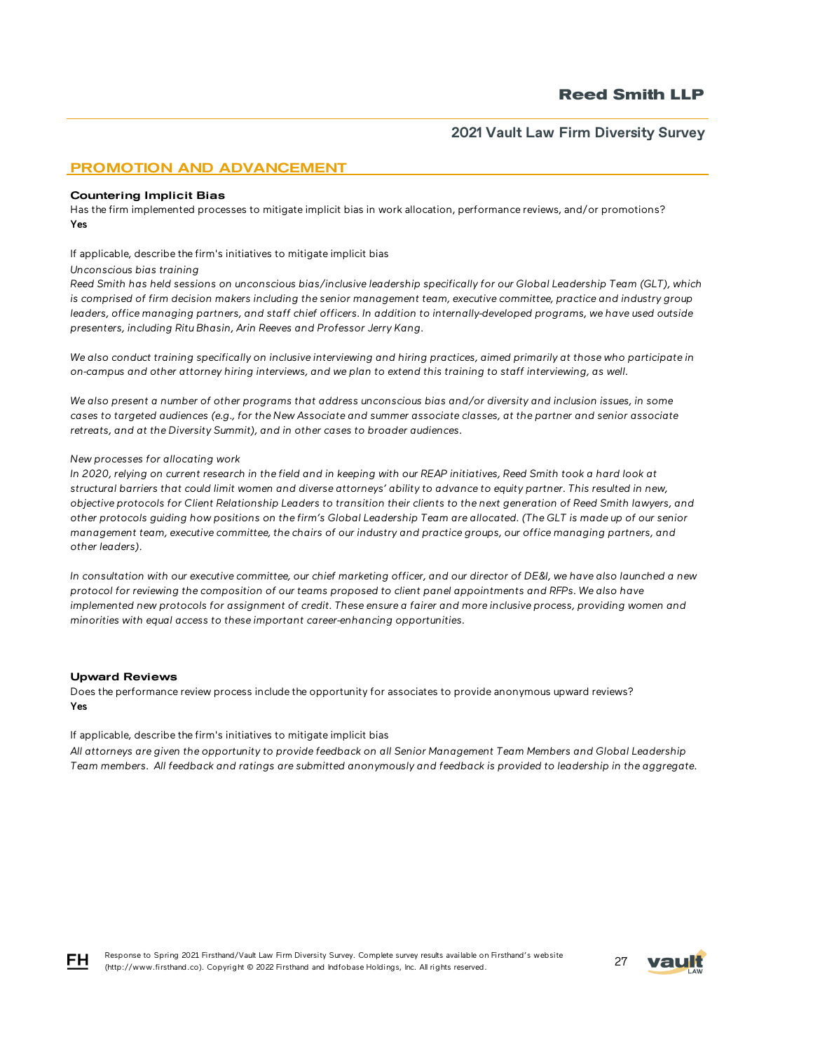## PROMOTION AND ADVANCEMENT

### Countering Implicit Bias

Has the firm implemented processes to mitigate implicit bias in work allocation, performance reviews, and/or promotions?
**Yes**

If applicable, describe the firm's initiatives to mitigate implicit bias

*Unconscious bias training*

*Reed Smith has held sessions on unconscious bias/inclusive leadership specifically for our Global Leadership Team (GLT), which is comprised of firm decision makers including the senior management team, executive committee, practice and industry group leaders, office managing partners, and staff chief officers. In addition to internally-developed programs, we have used outside presenters, including Ritu Bhasin, Arin Reeves and Professor Jerry Kang.*

*We also conduct training specifically on inclusive interviewing and hiring practices, aimed primarily at those who participate in on-campus and other attorney hiring interviews, and we plan to extend this training to staff interviewing, as well.*

*We also present a number of other programs that address unconscious bias and/or diversity and inclusion issues, in some cases to targeted audiences (e.g., for the New Associate and summer associate classes, at the partner and senior associate retreats, and at the Diversity Summit), and in other cases to broader audiences.*

*New processes for allocating work*

*In 2020, relying on current research in the field and in keeping with our REAP initiatives, Reed Smith took a hard look at structural barriers that could limit women and diverse attorneys' ability to advance to equity partner. This resulted in new, objective protocols for Client Relationship Leaders to transition their clients to the next generation of Reed Smith lawyers, and other protocols guiding how positions on the firm's Global Leadership Team are allocated. (The GLT is made up of our senior management team, executive committee, the chairs of our industry and practice groups, our office managing partners, and other leaders).*

*In consultation with our executive committee, our chief marketing officer, and our director of DE&I, we have also launched a new protocol for reviewing the composition of our teams proposed to client panel appointments and RFPs. We also have implemented new protocols for assignment of credit. These ensure a fairer and more inclusive process, providing women and minorities with equal access to these important career-enhancing opportunities.*

### Upward Reviews

Does the performance review process include the opportunity for associates to provide anonymous upward reviews?
**Yes**

If applicable, describe the firm's initiatives to mitigate implicit bias

*All attorneys are given the opportunity to provide feedback on all Senior Management Team Members and Global Leadership Team members. All feedback and ratings are submitted anonymously and feedback is provided to leadership in the aggregate.*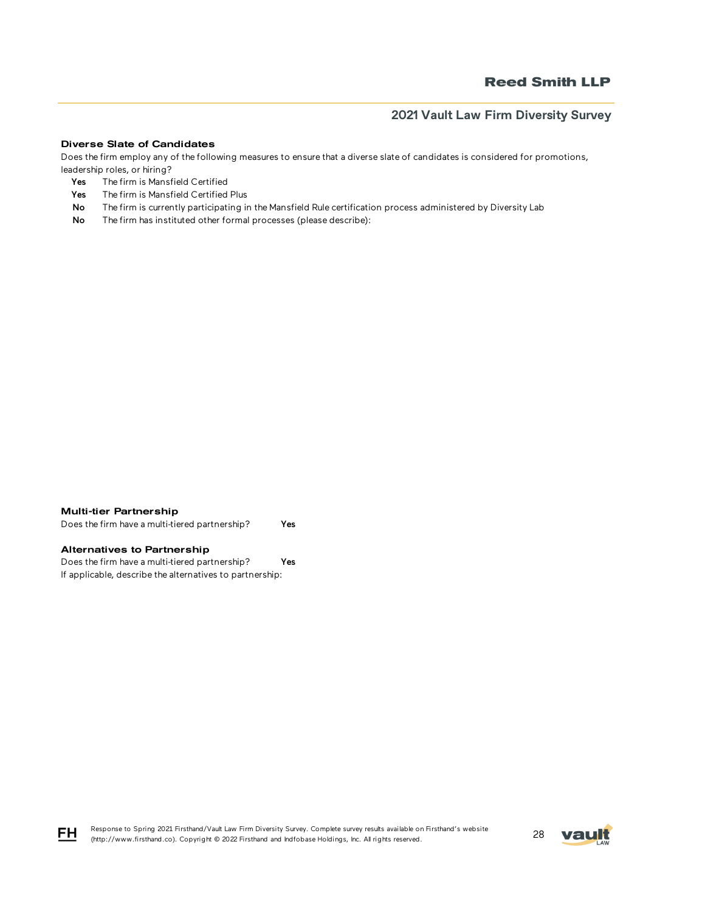### Diverse Slate of Candidates

Does the firm employ any of the following measures to ensure that a diverse slate of candidates is considered for promotions, leadership roles, or hiring?

- **Yes** The firm is Mansfield Certified
- **Yes** The firm is Mansfield Certified Plus
- **No** The firm is currently participating in the Mansfield Rule certification process administered by Diversity Lab
- **No** The firm has instituted other formal processes (please describe):

### Multi-tier Partnership

Does the firm have a multi-tiered partnership? **Yes**

### Alternatives to Partnership

Does the firm have a multi-tiered partnership? **Yes**

If applicable, describe the alternatives to partnership: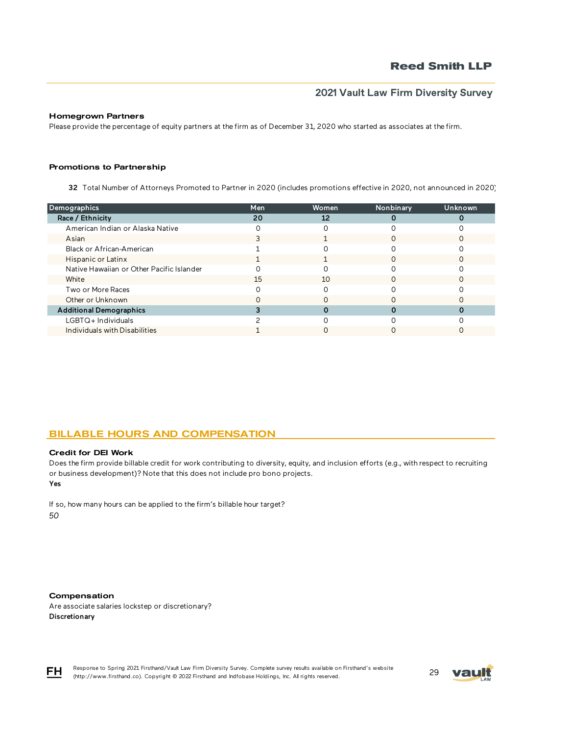### Homegrown Partners

Please provide the percentage of equity partners at the firm as of December 31, 2020 who started as associates at the firm.

### Promotions to Partnership

**32** Total Number of Attorneys Promoted to Partner in 2020 (includes promotions effective in 2020, not announced in 2020)

| Demographics | Men | Women | Nonbinary | Unknown |
|---|---|---|---|---|
| **Race / Ethnicity** | **20** | **12** | **0** | **0** |
| American Indian or Alaska Native | 0 | 0 | 0 | 0 |
| Asian | 3 | 1 | 0 | 0 |
| Black or African-American | 1 | 0 | 0 | 0 |
| Hispanic or Latinx | 1 | 1 | 0 | 0 |
| Native Hawaiian or Other Pacific Islander | 0 | 0 | 0 | 0 |
| White | 15 | 10 | 0 | 0 |
| Two or More Races | 0 | 0 | 0 | 0 |
| Other or Unknown | 0 | 0 | 0 | 0 |
| **Additional Demographics** | **3** | **0** | **0** | **0** |
| LGBTQ+ Individuals | 2 | 0 | 0 | 0 |
| Individuals with Disabilities | 1 | 0 | 0 | 0 |

## BILLABLE HOURS AND COMPENSATION

### Credit for DEI Work

Does the firm provide billable credit for work contributing to diversity, equity, and inclusion efforts (e.g., with respect to recruiting or business development)? Note that this does not include pro bono projects.

**Yes**

If so, how many hours can be applied to the firm's billable hour target?

*50*

### Compensation

Are associate salaries lockstep or discretionary?

**Discretionary**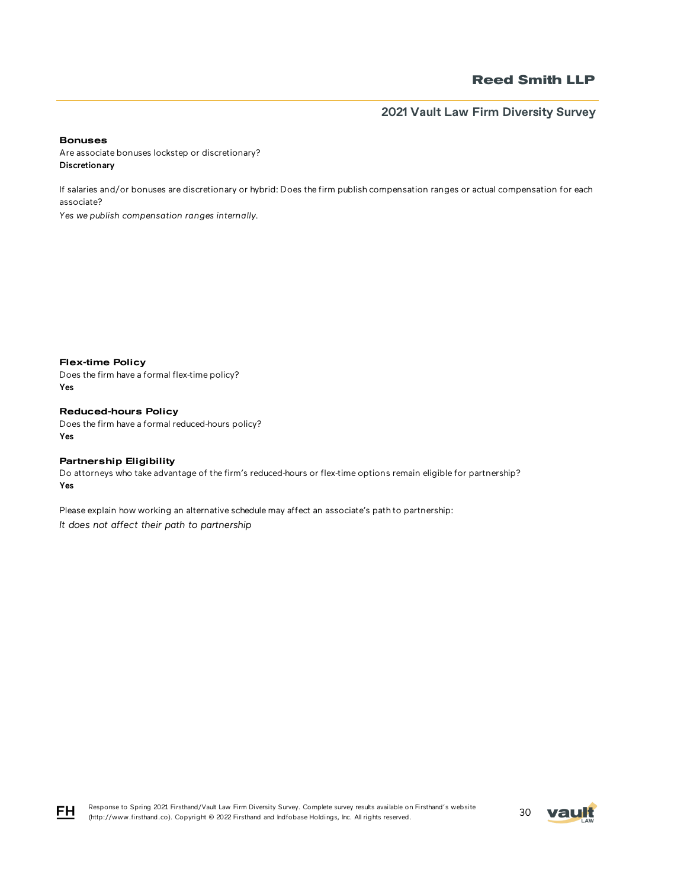### Bonuses

Are associate bonuses lockstep or discretionary?

**Discretionary**

If salaries and/or bonuses are discretionary or hybrid: Does the firm publish compensation ranges or actual compensation for each associate?

*Yes we publish compensation ranges internally.*

### Flex-time Policy

Does the firm have a formal flex-time policy?

**Yes**

### Reduced-hours Policy

Does the firm have a formal reduced-hours policy?

**Yes**

### Partnership Eligibility

Do attorneys who take advantage of the firm's reduced-hours or flex-time options remain eligible for partnership?

**Yes**

Please explain how working an alternative schedule may affect an associate's path to partnership:

*It does not affect their path to partnership*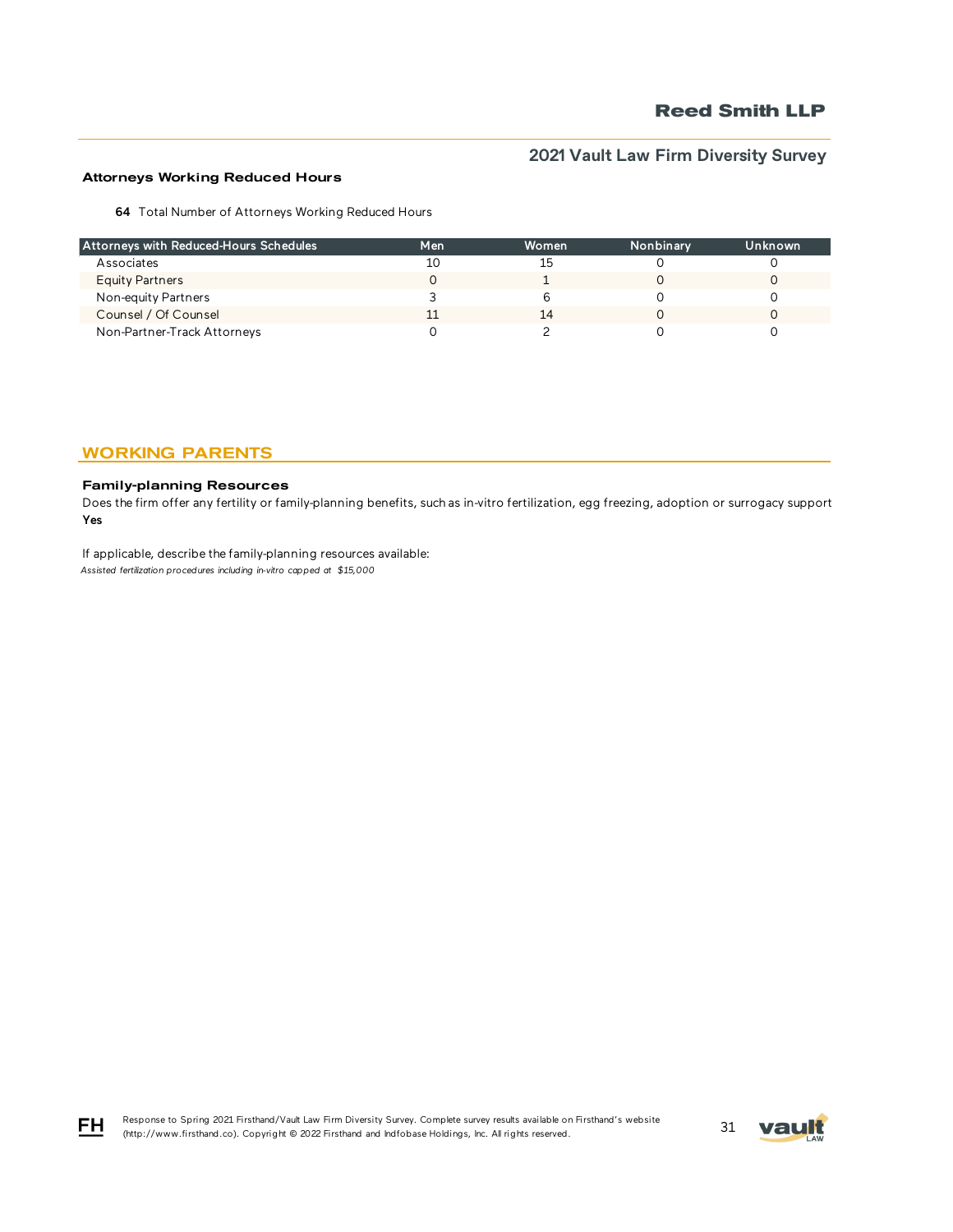### Attorneys Working Reduced Hours

**64** Total Number of Attorneys Working Reduced Hours

| Attorneys with Reduced-Hours Schedules | Men | Women | Nonbinary | Unknown |
|---|---|---|---|---|
| Associates | 10 | 15 | 0 | 0 |
| Equity Partners | 0 | 1 | 0 | 0 |
| Non-equity Partners | 3 | 6 | 0 | 0 |
| Counsel / Of Counsel | 11 | 14 | 0 | 0 |
| Non-Partner-Track Attorneys | 0 | 2 | 0 | 0 |

## WORKING PARENTS

### Family-planning Resources

Does the firm offer any fertility or family-planning benefits, such as in-vitro fertilization, egg freezing, adoption or surrogacy support

**Yes**

If applicable, describe the family-planning resources available:

*Assisted fertilization procedures including in-vitro capped at $15,000*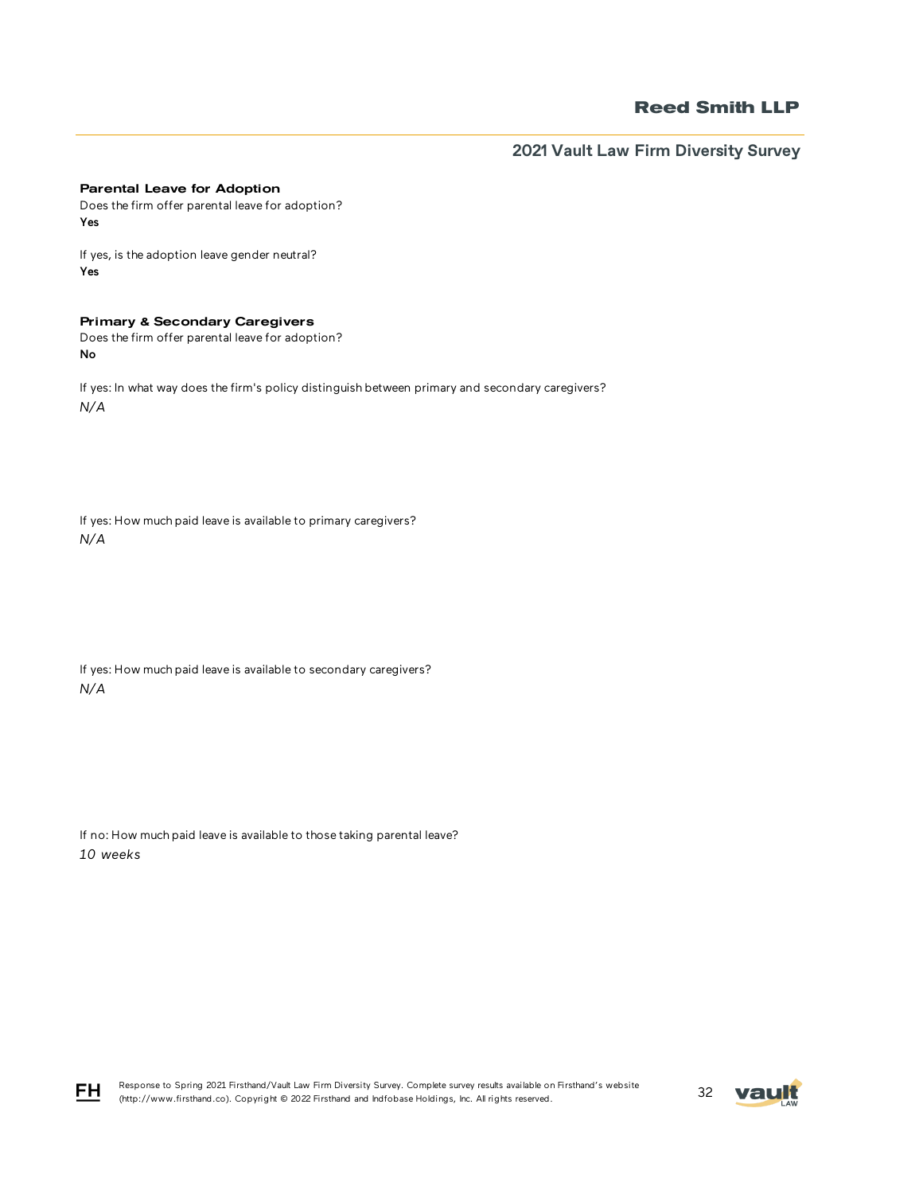### Parental Leave for Adoption

Does the firm offer parental leave for adoption?

**Yes**

If yes, is the adoption leave gender neutral?

**Yes**

### Primary & Secondary Caregivers

Does the firm offer parental leave for adoption?

**No**

If yes: In what way does the firm's policy distinguish between primary and secondary caregivers?

*N/A*

If yes: How much paid leave is available to primary caregivers?

*N/A*

If yes: How much paid leave is available to secondary caregivers?

*N/A*

If no: How much paid leave is available to those taking parental leave?

*10 weeks*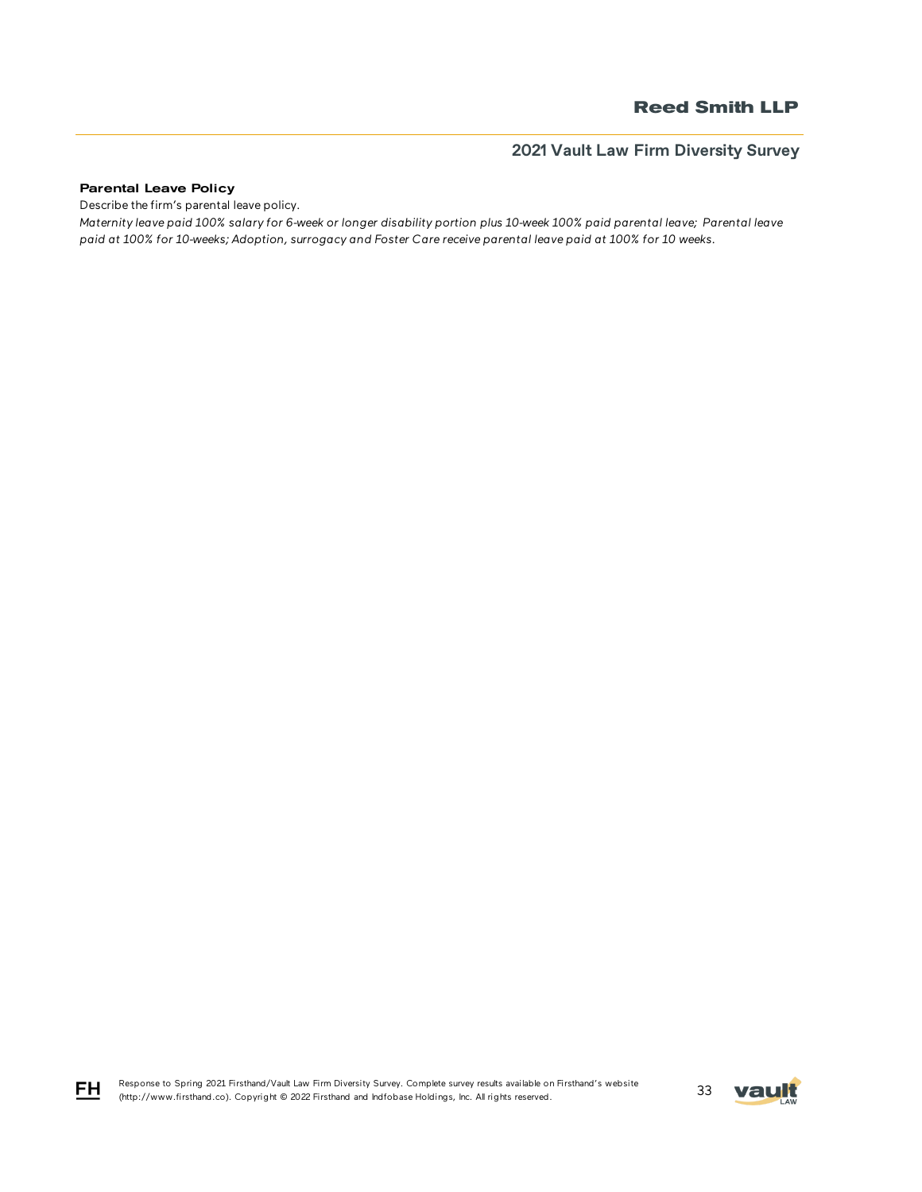**Parental Leave Policy**

Describe the firm's parental leave policy.

*Maternity leave paid 100% salary for 6-week or longer disability portion plus 10-week 100% paid parental leave; Parental leave paid at 100% for 10-weeks; Adoption, surrogacy and Foster Care receive parental leave paid at 100% for 10 weeks.*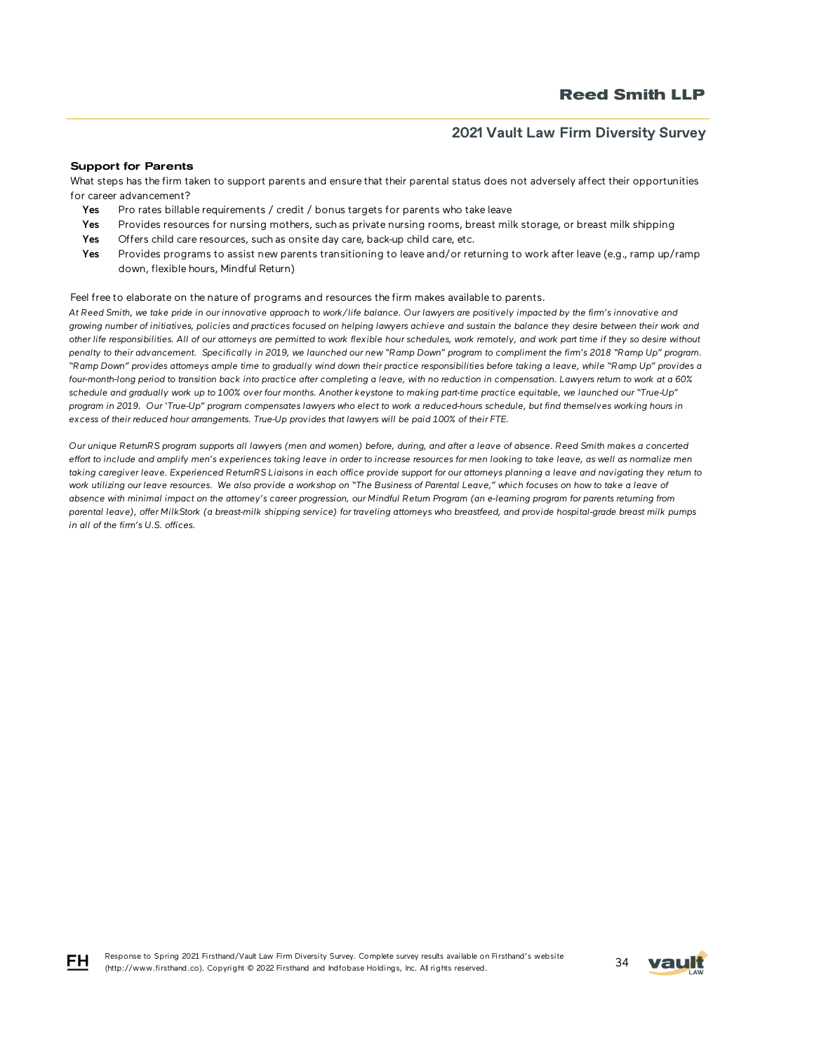### Support for Parents

What steps has the firm taken to support parents and ensure that their parental status does not adversely affect their opportunities for career advancement?

- **Yes** Pro rates billable requirements / credit / bonus targets for parents who take leave
- **Yes** Provides resources for nursing mothers, such as private nursing rooms, breast milk storage, or breast milk shipping
- **Yes** Offers child care resources, such as onsite day care, back-up child care, etc.
- **Yes** Provides programs to assist new parents transitioning to leave and/or returning to work after leave (e.g., ramp up/ramp down, flexible hours, Mindful Return)

Feel free to elaborate on the nature of programs and resources the firm makes available to parents.

*At Reed Smith, we take pride in our innovative approach to work/life balance. Our lawyers are positively impacted by the firm's innovative and growing number of initiatives, policies and practices focused on helping lawyers achieve and sustain the balance they desire between their work and other life responsibilities. All of our attorneys are permitted to work flexible hour schedules, work remotely, and work part time if they so desire without penalty to their advancement. Specifically in 2019, we launched our new "Ramp Down" program to compliment the firm's 2018 "Ramp Up" program. "Ramp Down" provides attorneys ample time to gradually wind down their practice responsibilities before taking a leave, while "Ramp Up" provides a four-month-long period to transition back into practice after completing a leave, with no reduction in compensation. Lawyers return to work at a 60% schedule and gradually work up to 100% over four months. Another keystone to making part-time practice equitable, we launched our "True-Up" program in 2019. Our 'True-Up" program compensates lawyers who elect to work a reduced-hours schedule, but find themselves working hours in excess of their reduced hour arrangements. True-Up provides that lawyers will be paid 100% of their FTE.*

*Our unique ReturnRS program supports all lawyers (men and women) before, during, and after a leave of absence. Reed Smith makes a concerted effort to include and amplify men's experiences taking leave in order to increase resources for men looking to take leave, as well as normalize men taking caregiver leave. Experienced ReturnRS Liaisons in each office provide support for our attorneys planning a leave and navigating they return to work utilizing our leave resources. We also provide a workshop on "The Business of Parental Leave," which focuses on how to take a leave of absence with minimal impact on the attorney's career progression, our Mindful Return Program (an e-learning program for parents returning from parental leave), offer MilkStork (a breast-milk shipping service) for traveling attorneys who breastfeed, and provide hospital-grade breast milk pumps in all of the firm's U.S. offices.*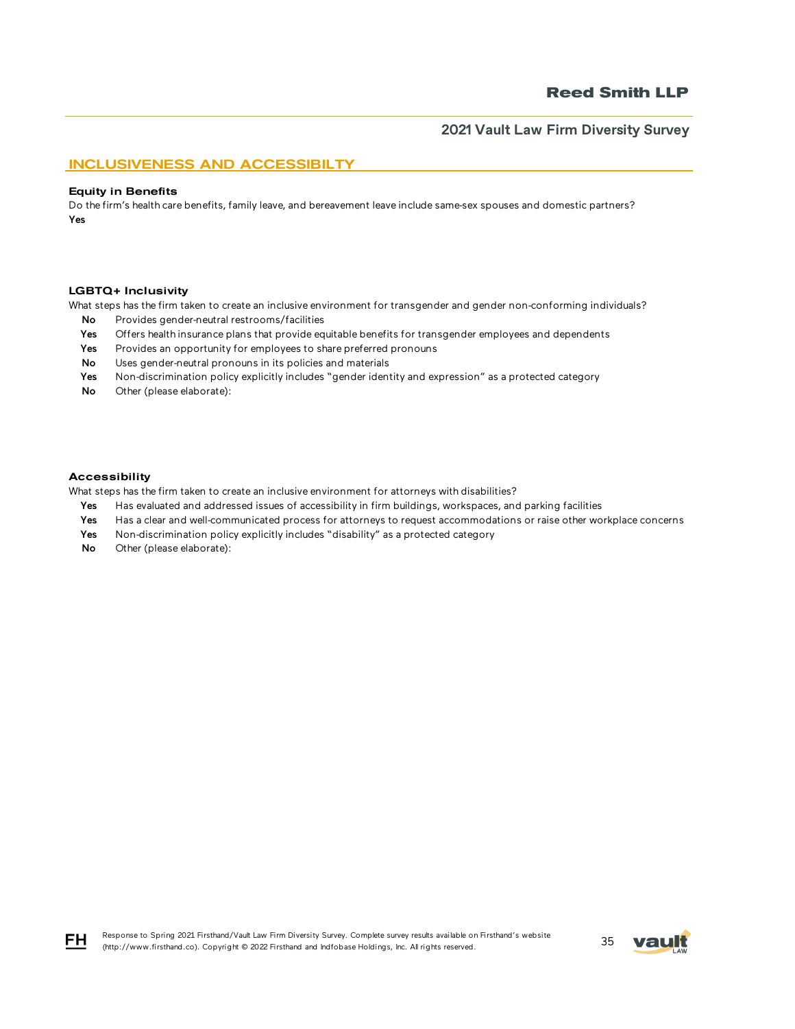## INCLUSIVENESS AND ACCESSIBILTY

### Equity in Benefits

Do the firm's health care benefits, family leave, and bereavement leave include same-sex spouses and domestic partners?

**Yes**

### LGBTQ+ Inclusivity

What steps has the firm taken to create an inclusive environment for transgender and gender non-conforming individuals?

- **No** Provides gender-neutral restrooms/facilities
- **Yes** Offers health insurance plans that provide equitable benefits for transgender employees and dependents
- **Yes** Provides an opportunity for employees to share preferred pronouns
- **No** Uses gender-neutral pronouns in its policies and materials
- **Yes** Non-discrimination policy explicitly includes "gender identity and expression" as a protected category
- **No** Other (please elaborate):

### Accessibility

What steps has the firm taken to create an inclusive environment for attorneys with disabilities?

- **Yes** Has evaluated and addressed issues of accessibility in firm buildings, workspaces, and parking facilities
- **Yes** Has a clear and well-communicated process for attorneys to request accommodations or raise other workplace concerns
- **Yes** Non-discrimination policy explicitly includes "disability" as a protected category
- **No** Other (please elaborate):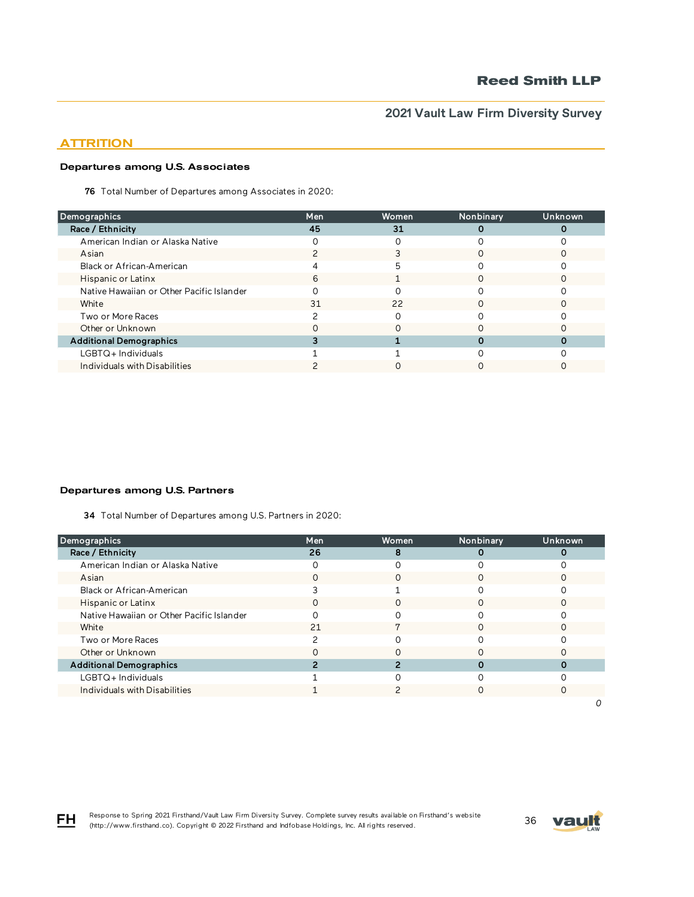## ATTRITION

### Departures among U.S. Associates

**76** Total Number of Departures among Associates in 2020:

| Demographics | Men | Women | Nonbinary | Unknown |
|---|---|---|---|---|
| **Race / Ethnicity** | **45** | **31** | **0** | **0** |
| American Indian or Alaska Native | 0 | 0 | 0 | 0 |
| Asian | 2 | 3 | 0 | 0 |
| Black or African-American | 4 | 5 | 0 | 0 |
| Hispanic or Latinx | 6 | 1 | 0 | 0 |
| Native Hawaiian or Other Pacific Islander | 0 | 0 | 0 | 0 |
| White | 31 | 22 | 0 | 0 |
| Two or More Races | 2 | 0 | 0 | 0 |
| Other or Unknown | 0 | 0 | 0 | 0 |
| **Additional Demographics** | **3** | **1** | **0** | **0** |
| LGBTQ+ Individuals | 1 | 1 | 0 | 0 |
| Individuals with Disabilities | 2 | 0 | 0 | 0 |

### Departures among U.S. Partners

**34** Total Number of Departures among U.S. Partners in 2020:

| Demographics | Men | Women | Nonbinary | Unknown |
|---|---|---|---|---|
| **Race / Ethnicity** | **26** | **8** | **0** | **0** |
| American Indian or Alaska Native | 0 | 0 | 0 | 0 |
| Asian | 0 | 0 | 0 | 0 |
| Black or African-American | 3 | 1 | 0 | 0 |
| Hispanic or Latinx | 0 | 0 | 0 | 0 |
| Native Hawaiian or Other Pacific Islander | 0 | 0 | 0 | 0 |
| White | 21 | 7 | 0 | 0 |
| Two or More Races | 2 | 0 | 0 | 0 |
| Other or Unknown | 0 | 0 | 0 | 0 |
| **Additional Demographics** | **2** | **2** | **0** | **0** |
| LGBTQ+ Individuals | 1 | 0 | 0 | 0 |
| Individuals with Disabilities | 1 | 2 | 0 | 0 |

*0*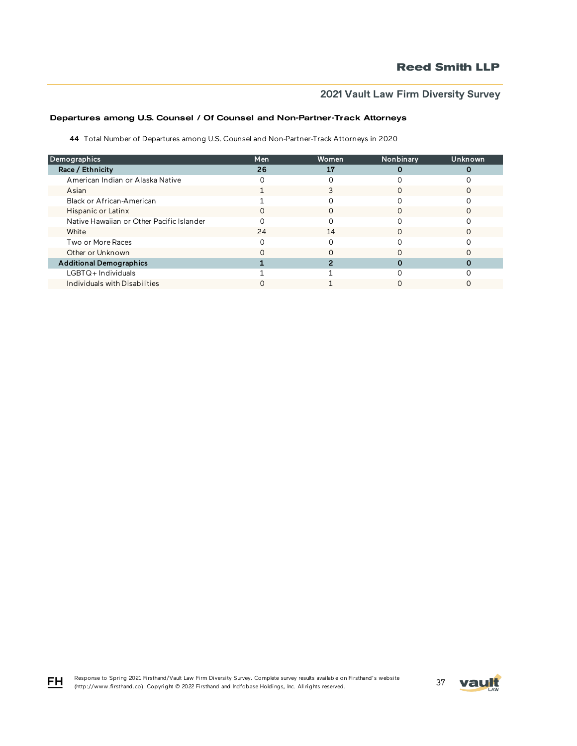### Departures among U.S. Counsel / Of Counsel and Non-Partner-Track Attorneys

**44** Total Number of Departures among U.S. Counsel and Non-Partner-Track Attorneys in 2020

| Demographics | Men | Women | Nonbinary | Unknown |
|---|---|---|---|---|
| **Race / Ethnicity** | **26** | **17** | **0** | **0** |
| American Indian or Alaska Native | 0 | 0 | 0 | 0 |
| Asian | 1 | 3 | 0 | 0 |
| Black or African-American | 1 | 0 | 0 | 0 |
| Hispanic or Latinx | 0 | 0 | 0 | 0 |
| Native Hawaiian or Other Pacific Islander | 0 | 0 | 0 | 0 |
| White | 24 | 14 | 0 | 0 |
| Two or More Races | 0 | 0 | 0 | 0 |
| Other or Unknown | 0 | 0 | 0 | 0 |
| **Additional Demographics** | **1** | **2** | **0** | **0** |
| LGBTQ+ Individuals | 1 | 1 | 0 | 0 |
| Individuals with Disabilities | 0 | 1 | 0 | 0 |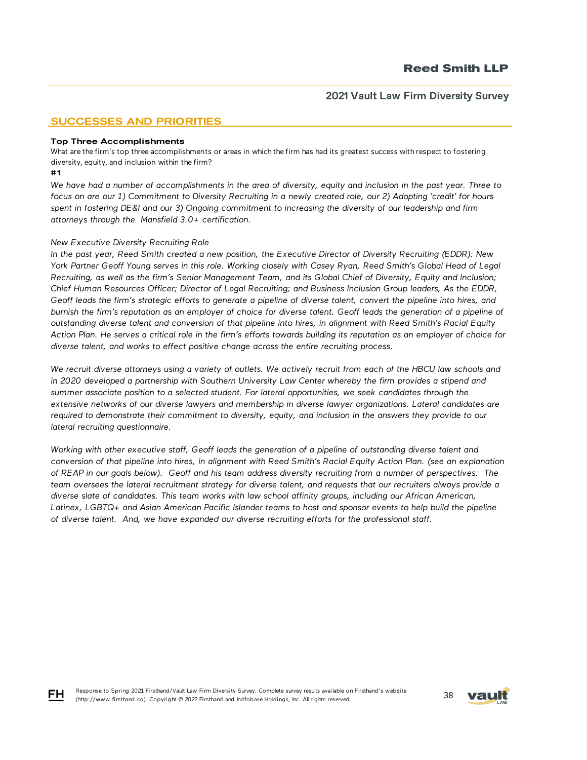## SUCCESSES AND PRIORITIES

**Top Three Accomplishments**

What are the firm's top three accomplishments or areas in which the firm has had its greatest success with respect to fostering diversity, equity, and inclusion within the firm?

**#1**

*We have had a number of accomplishments in the area of diversity, equity and inclusion in the past year. Three to focus on are our 1) Commitment to Diversity Recruiting in a newly created role, our 2) Adopting 'credit' for hours spent in fostering DE&I and our 3) Ongoing commitment to increasing the diversity of our leadership and firm attorneys through the Mansfield 3.0+ certification.*

*New Executive Diversity Recruiting Role*

*In the past year, Reed Smith created a new position, the Executive Director of Diversity Recruiting (EDDR): New York Partner Geoff Young serves in this role. Working closely with Casey Ryan, Reed Smith's Global Head of Legal Recruiting, as well as the firm's Senior Management Team, and its Global Chief of Diversity, Equity and Inclusion; Chief Human Resources Officer; Director of Legal Recruiting; and Business Inclusion Group leaders, As the EDDR, Geoff leads the firm's strategic efforts to generate a pipeline of diverse talent, convert the pipeline into hires, and burnish the firm's reputation as an employer of choice for diverse talent. Geoff leads the generation of a pipeline of outstanding diverse talent and conversion of that pipeline into hires, in alignment with Reed Smith's Racial Equity Action Plan. He serves a critical role in the firm's efforts towards building its reputation as an employer of choice for diverse talent, and works to effect positive change across the entire recruiting process.*

*We recruit diverse attorneys using a variety of outlets. We actively recruit from each of the HBCU law schools and in 2020 developed a partnership with Southern University Law Center whereby the firm provides a stipend and summer associate position to a selected student. For lateral opportunities, we seek candidates through the extensive networks of our diverse lawyers and membership in diverse lawyer organizations. Lateral candidates are required to demonstrate their commitment to diversity, equity, and inclusion in the answers they provide to our lateral recruiting questionnaire.*

*Working with other executive staff, Geoff leads the generation of a pipeline of outstanding diverse talent and conversion of that pipeline into hires, in alignment with Reed Smith's Racial Equity Action Plan. (see an explanation of REAP in our goals below). Geoff and his team address diversity recruiting from a number of perspectives: The team oversees the lateral recruitment strategy for diverse talent, and requests that our recruiters always provide a diverse slate of candidates. This team works with law school affinity groups, including our African American, Latinex, LGBTQ+ and Asian American Pacific Islander teams to host and sponsor events to help build the pipeline of diverse talent. And, we have expanded our diverse recruiting efforts for the professional staff.*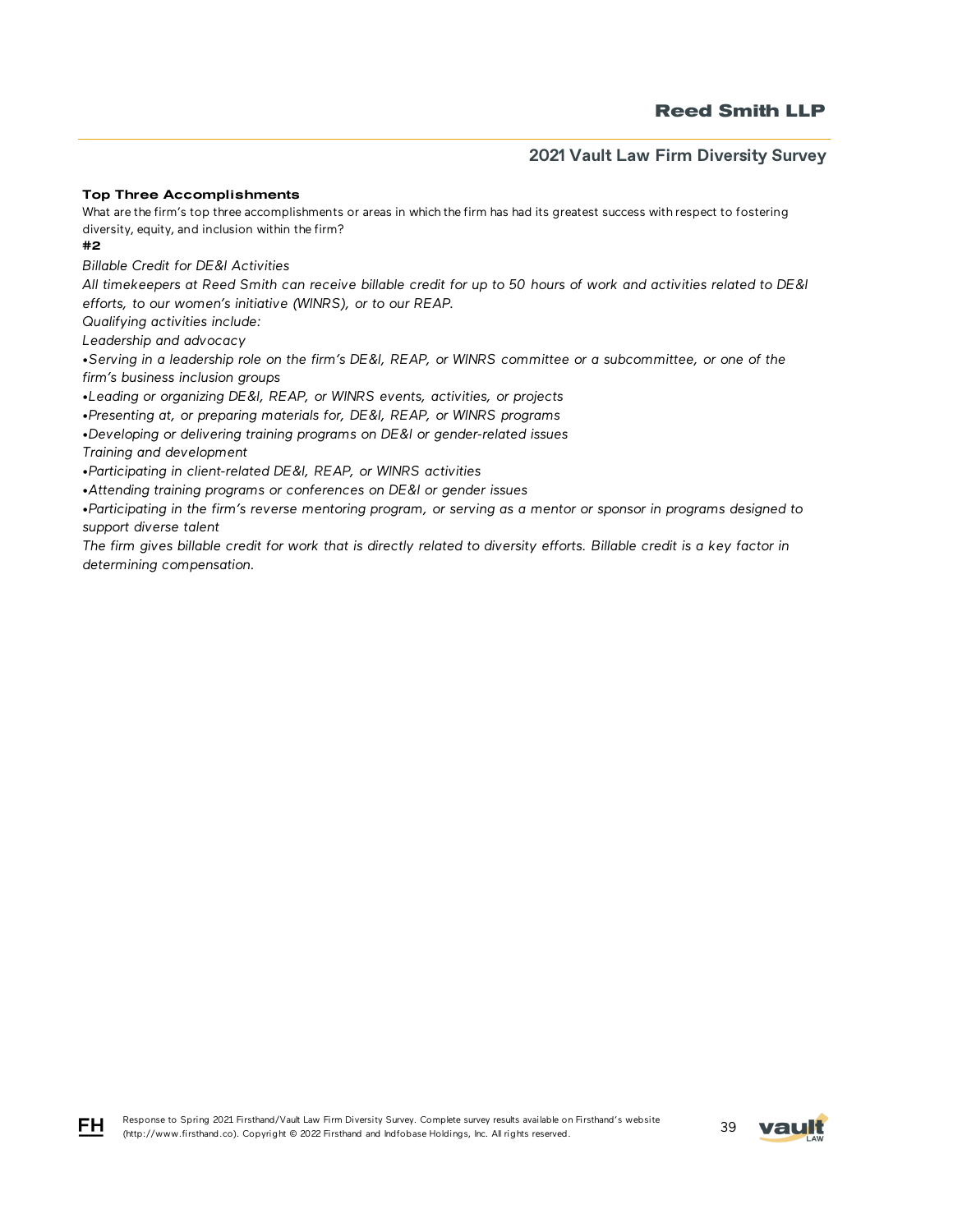### Top Three Accomplishments

What are the firm's top three accomplishments or areas in which the firm has had its greatest success with respect to fostering diversity, equity, and inclusion within the firm?

**#2**

*Billable Credit for DE&I Activities*

*All timekeepers at Reed Smith can receive billable credit for up to 50 hours of work and activities related to DE&I efforts, to our women's initiative (WINRS), or to our REAP.*

*Qualifying activities include:*

*Leadership and advocacy*

- *Serving in a leadership role on the firm's DE&I, REAP, or WINRS committee or a subcommittee, or one of the firm's business inclusion groups*
- *Leading or organizing DE&I, REAP, or WINRS events, activities, or projects*
- *Presenting at, or preparing materials for, DE&I, REAP, or WINRS programs*
- *Developing or delivering training programs on DE&I or gender-related issues*

*Training and development*

- *Participating in client-related DE&I, REAP, or WINRS activities*
- *Attending training programs or conferences on DE&I or gender issues*
- *Participating in the firm's reverse mentoring program, or serving as a mentor or sponsor in programs designed to support diverse talent*

*The firm gives billable credit for work that is directly related to diversity efforts. Billable credit is a key factor in determining compensation.*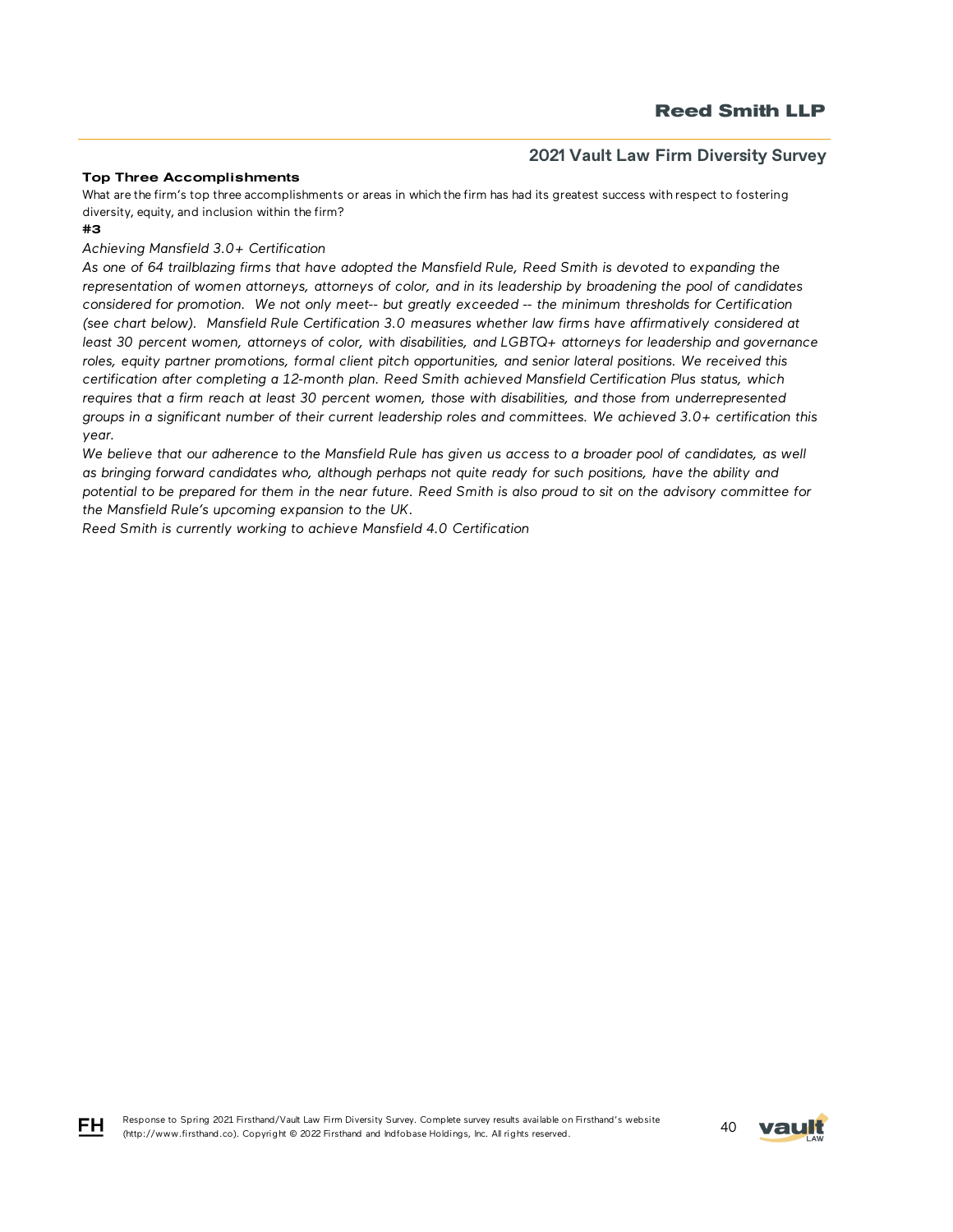**Top Three Accomplishments**

What are the firm's top three accomplishments or areas in which the firm has had its greatest success with respect to fostering diversity, equity, and inclusion within the firm?

**#3**

*Achieving Mansfield 3.0+ Certification*

*As one of 64 trailblazing firms that have adopted the Mansfield Rule, Reed Smith is devoted to expanding the representation of women attorneys, attorneys of color, and in its leadership by broadening the pool of candidates considered for promotion. We not only meet-- but greatly exceeded -- the minimum thresholds for Certification (see chart below). Mansfield Rule Certification 3.0 measures whether law firms have affirmatively considered at least 30 percent women, attorneys of color, with disabilities, and LGBTQ+ attorneys for leadership and governance roles, equity partner promotions, formal client pitch opportunities, and senior lateral positions. We received this certification after completing a 12-month plan. Reed Smith achieved Mansfield Certification Plus status, which requires that a firm reach at least 30 percent women, those with disabilities, and those from underrepresented groups in a significant number of their current leadership roles and committees. We achieved 3.0+ certification this year.*

*We believe that our adherence to the Mansfield Rule has given us access to a broader pool of candidates, as well as bringing forward candidates who, although perhaps not quite ready for such positions, have the ability and potential to be prepared for them in the near future. Reed Smith is also proud to sit on the advisory committee for the Mansfield Rule's upcoming expansion to the UK.*

*Reed Smith is currently working to achieve Mansfield 4.0 Certification*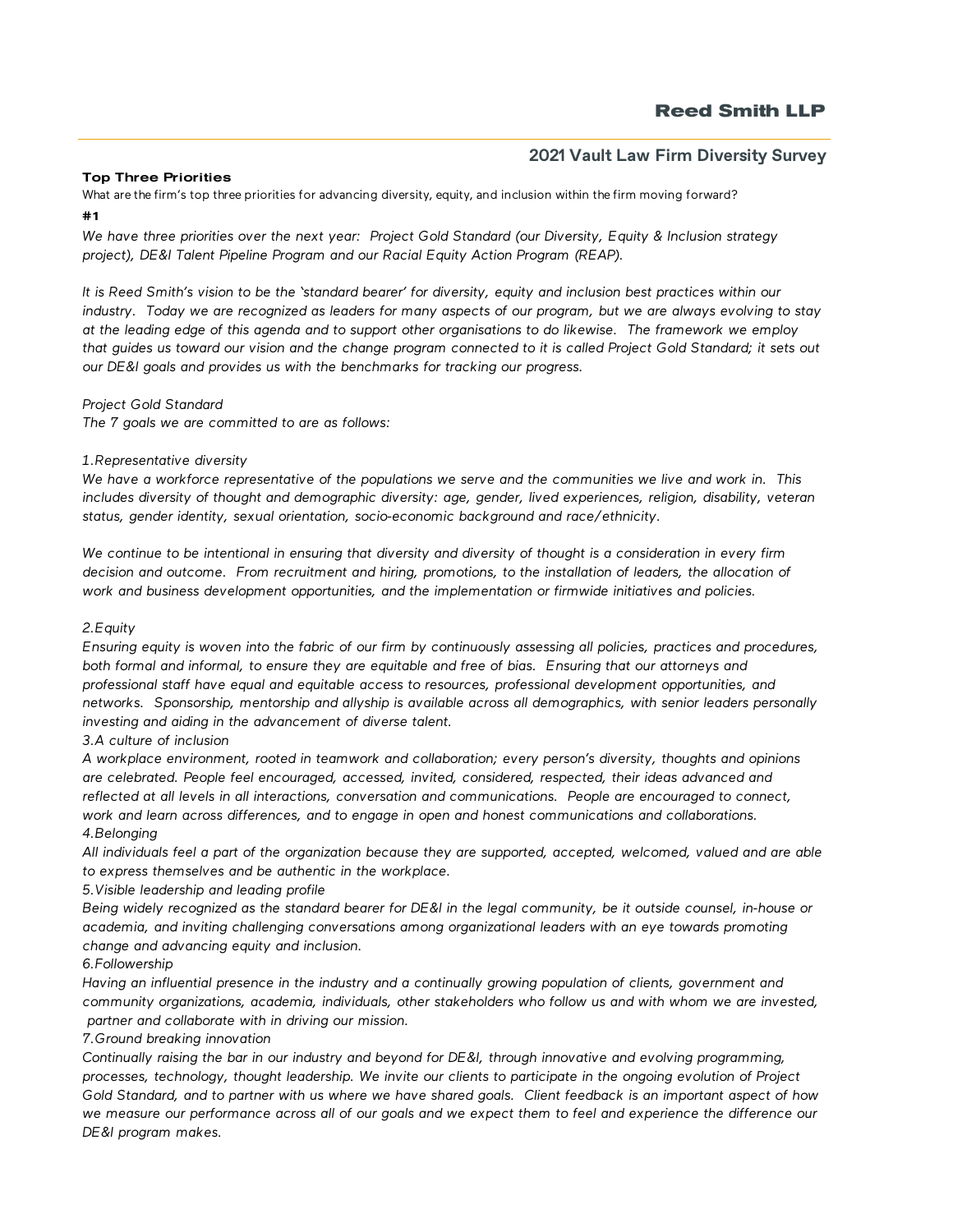**Top Three Priorities**

What are the firm's top three priorities for advancing diversity, equity, and inclusion within the firm moving forward?

**#1**

*We have three priorities over the next year: Project Gold Standard (our Diversity, Equity & Inclusion strategy project), DE&I Talent Pipeline Program and our Racial Equity Action Program (REAP).*

*It is Reed Smith's vision to be the 'standard bearer' for diversity, equity and inclusion best practices within our industry. Today we are recognized as leaders for many aspects of our program, but we are always evolving to stay at the leading edge of this agenda and to support other organisations to do likewise. The framework we employ that guides us toward our vision and the change program connected to it is called Project Gold Standard; it sets out our DE&I goals and provides us with the benchmarks for tracking our progress.*

*Project Gold Standard*
*The 7 goals we are committed to are as follows:*

*1.Representative diversity*
*We have a workforce representative of the populations we serve and the communities we live and work in. This includes diversity of thought and demographic diversity: age, gender, lived experiences, religion, disability, veteran status, gender identity, sexual orientation, socio-economic background and race/ethnicity.*

*We continue to be intentional in ensuring that diversity and diversity of thought is a consideration in every firm decision and outcome. From recruitment and hiring, promotions, to the installation of leaders, the allocation of work and business development opportunities, and the implementation or firmwide initiatives and policies.*

*2.Equity*
*Ensuring equity is woven into the fabric of our firm by continuously assessing all policies, practices and procedures, both formal and informal, to ensure they are equitable and free of bias. Ensuring that our attorneys and professional staff have equal and equitable access to resources, professional development opportunities, and networks. Sponsorship, mentorship and allyship is available across all demographics, with senior leaders personally investing and aiding in the advancement of diverse talent.*
*3.A culture of inclusion*
*A workplace environment, rooted in teamwork and collaboration; every person's diversity, thoughts and opinions are celebrated. People feel encouraged, accessed, invited, considered, respected, their ideas advanced and reflected at all levels in all interactions, conversation and communications. People are encouraged to connect, work and learn across differences, and to engage in open and honest communications and collaborations.*
*4.Belonging*
*All individuals feel a part of the organization because they are supported, accepted, welcomed, valued and are able to express themselves and be authentic in the workplace.*
*5.Visible leadership and leading profile*
*Being widely recognized as the standard bearer for DE&I in the legal community, be it outside counsel, in-house or academia, and inviting challenging conversations among organizational leaders with an eye towards promoting change and advancing equity and inclusion.*
*6.Followership*
*Having an influential presence in the industry and a continually growing population of clients, government and community organizations, academia, individuals, other stakeholders who follow us and with whom we are invested, partner and collaborate with in driving our mission.*
*7.Ground breaking innovation*
*Continually raising the bar in our industry and beyond for DE&I, through innovative and evolving programming, processes, technology, thought leadership. We invite our clients to participate in the ongoing evolution of Project Gold Standard, and to partner with us where we have shared goals. Client feedback is an important aspect of how we measure our performance across all of our goals and we expect them to feel and experience the difference our DE&I program makes.*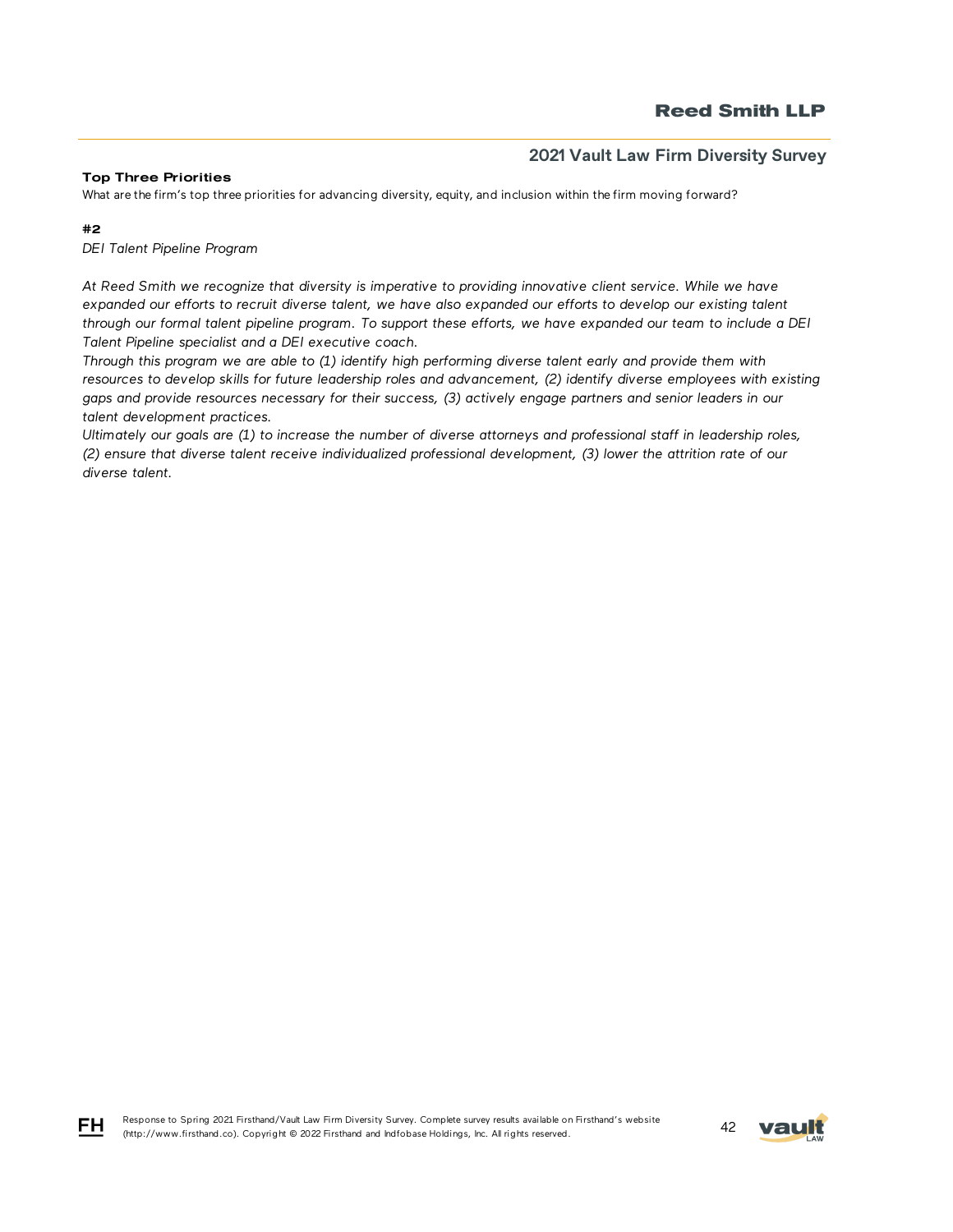### Top Three Priorities

What are the firm's top three priorities for advancing diversity, equity, and inclusion within the firm moving forward?

#### #2

*DEI Talent Pipeline Program*

*At Reed Smith we recognize that diversity is imperative to providing innovative client service. While we have expanded our efforts to recruit diverse talent, we have also expanded our efforts to develop our existing talent through our formal talent pipeline program. To support these efforts, we have expanded our team to include a DEI Talent Pipeline specialist and a DEI executive coach.*

*Through this program we are able to (1) identify high performing diverse talent early and provide them with resources to develop skills for future leadership roles and advancement, (2) identify diverse employees with existing gaps and provide resources necessary for their success, (3) actively engage partners and senior leaders in our talent development practices.*

*Ultimately our goals are (1) to increase the number of diverse attorneys and professional staff in leadership roles, (2) ensure that diverse talent receive individualized professional development, (3) lower the attrition rate of our diverse talent.*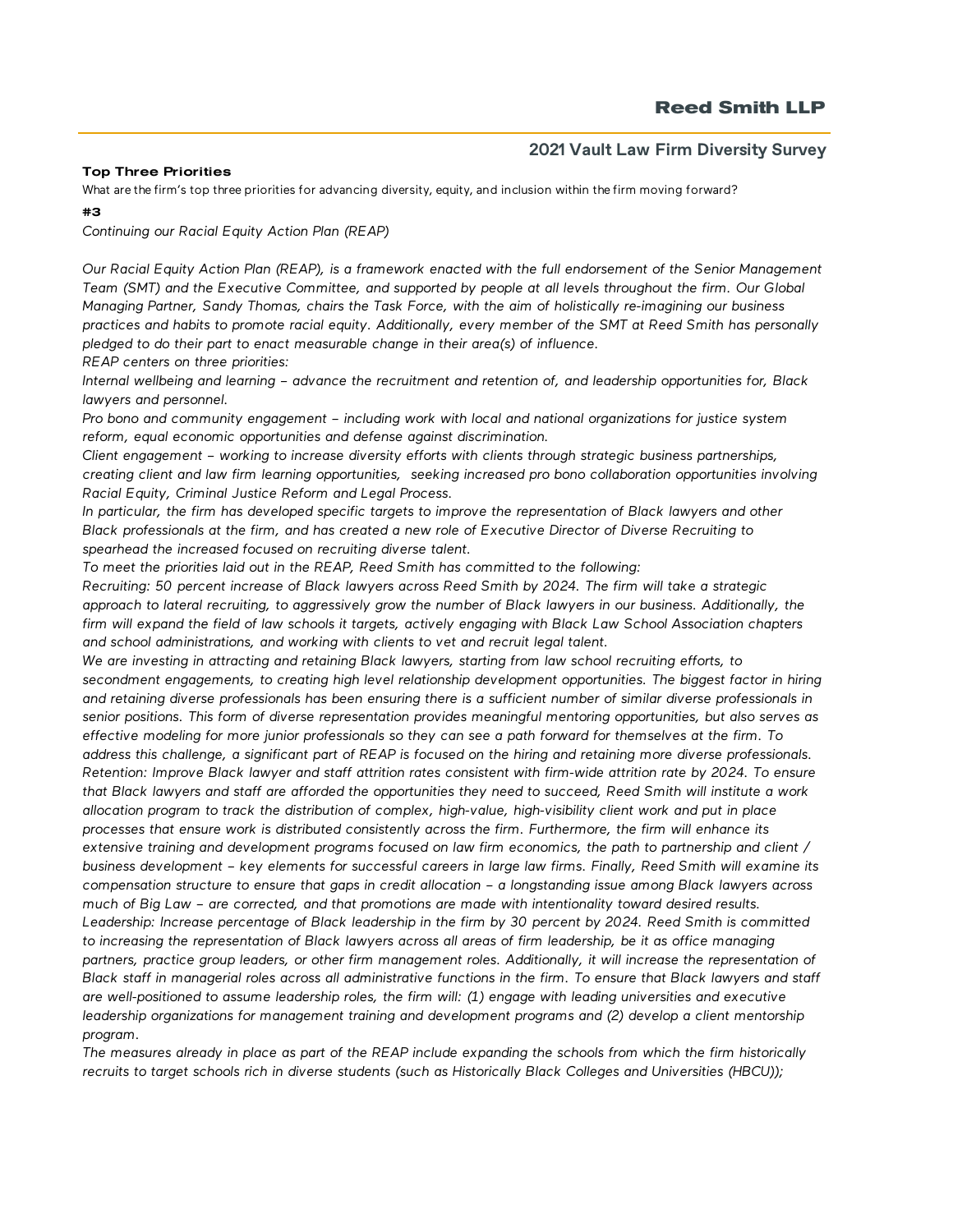**Top Three Priorities**

What are the firm's top three priorities for advancing diversity, equity, and inclusion within the firm moving forward?

**#3**

*Continuing our Racial Equity Action Plan (REAP)*

*Our Racial Equity Action Plan (REAP), is a framework enacted with the full endorsement of the Senior Management Team (SMT) and the Executive Committee, and supported by people at all levels throughout the firm. Our Global Managing Partner, Sandy Thomas, chairs the Task Force, with the aim of holistically re-imagining our business practices and habits to promote racial equity. Additionally, every member of the SMT at Reed Smith has personally pledged to do their part to enact measurable change in their area(s) of influence.*

*REAP centers on three priorities:*

*Internal wellbeing and learning – advance the recruitment and retention of, and leadership opportunities for, Black lawyers and personnel.*

*Pro bono and community engagement – including work with local and national organizations for justice system reform, equal economic opportunities and defense against discrimination.*

*Client engagement – working to increase diversity efforts with clients through strategic business partnerships, creating client and law firm learning opportunities, seeking increased pro bono collaboration opportunities involving Racial Equity, Criminal Justice Reform and Legal Process.*

*In particular, the firm has developed specific targets to improve the representation of Black lawyers and other Black professionals at the firm, and has created a new role of Executive Director of Diverse Recruiting to spearhead the increased focused on recruiting diverse talent.*

*To meet the priorities laid out in the REAP, Reed Smith has committed to the following:*

*Recruiting: 50 percent increase of Black lawyers across Reed Smith by 2024. The firm will take a strategic approach to lateral recruiting, to aggressively grow the number of Black lawyers in our business. Additionally, the firm will expand the field of law schools it targets, actively engaging with Black Law School Association chapters and school administrations, and working with clients to vet and recruit legal talent.*

*We are investing in attracting and retaining Black lawyers, starting from law school recruiting efforts, to secondment engagements, to creating high level relationship development opportunities. The biggest factor in hiring and retaining diverse professionals has been ensuring there is a sufficient number of similar diverse professionals in senior positions. This form of diverse representation provides meaningful mentoring opportunities, but also serves as effective modeling for more junior professionals so they can see a path forward for themselves at the firm. To address this challenge, a significant part of REAP is focused on the hiring and retaining more diverse professionals.*

*Retention: Improve Black lawyer and staff attrition rates consistent with firm-wide attrition rate by 2024. To ensure that Black lawyers and staff are afforded the opportunities they need to succeed, Reed Smith will institute a work allocation program to track the distribution of complex, high-value, high-visibility client work and put in place processes that ensure work is distributed consistently across the firm. Furthermore, the firm will enhance its extensive training and development programs focused on law firm economics, the path to partnership and client / business development – key elements for successful careers in large law firms. Finally, Reed Smith will examine its compensation structure to ensure that gaps in credit allocation – a longstanding issue among Black lawyers across much of Big Law – are corrected, and that promotions are made with intentionality toward desired results.*

*Leadership: Increase percentage of Black leadership in the firm by 30 percent by 2024. Reed Smith is committed to increasing the representation of Black lawyers across all areas of firm leadership, be it as office managing partners, practice group leaders, or other firm management roles. Additionally, it will increase the representation of Black staff in managerial roles across all administrative functions in the firm. To ensure that Black lawyers and staff are well-positioned to assume leadership roles, the firm will: (1) engage with leading universities and executive leadership organizations for management training and development programs and (2) develop a client mentorship program.*

*The measures already in place as part of the REAP include expanding the schools from which the firm historically recruits to target schools rich in diverse students (such as Historically Black Colleges and Universities (HBCU));*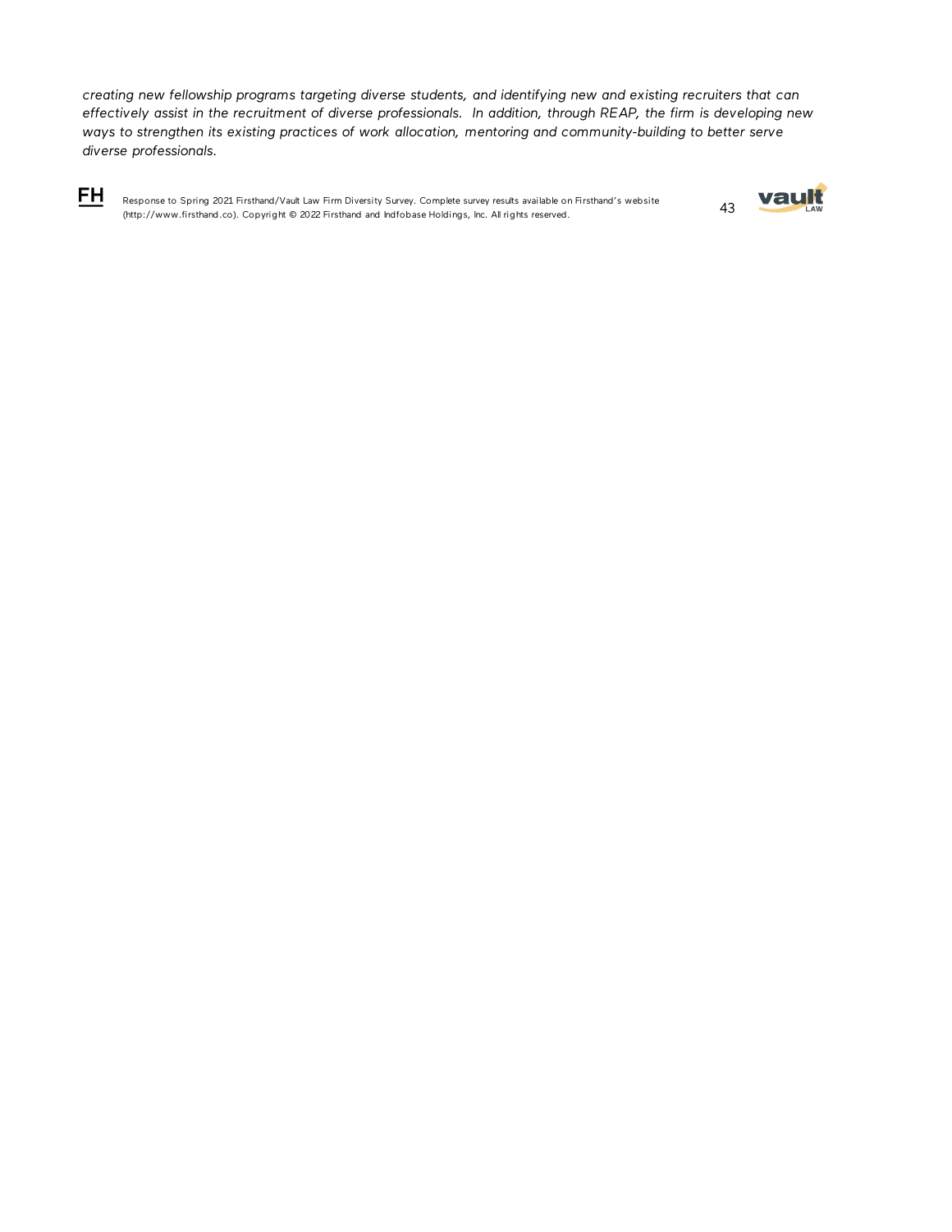*creating new fellowship programs targeting diverse students, and identifying new and existing recruiters that can effectively assist in the recruitment of diverse professionals. In addition, through REAP, the firm is developing new ways to strengthen its existing practices of work allocation, mentoring and community-building to better serve diverse professionals.*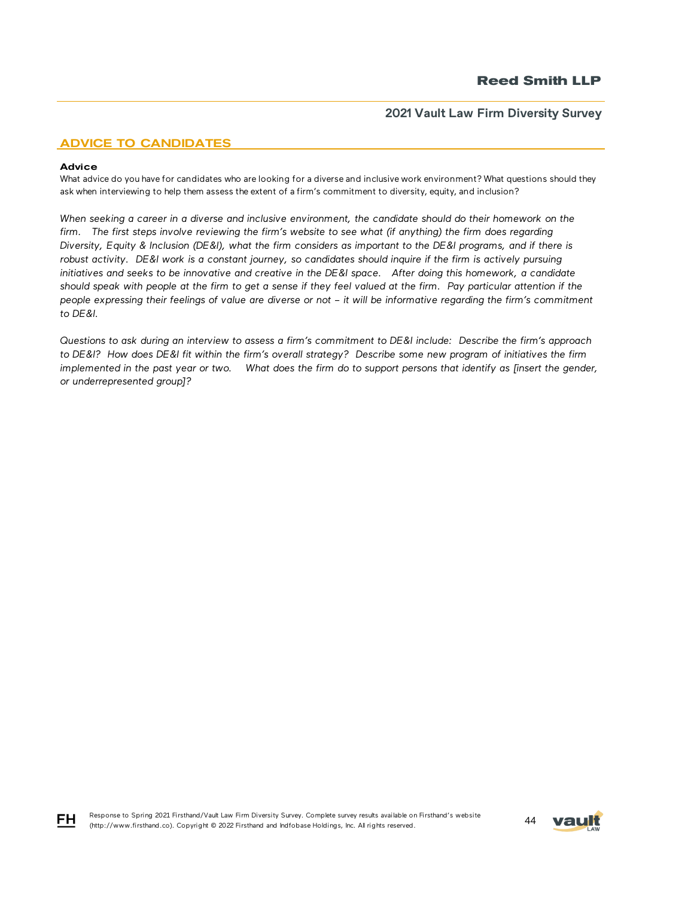## ADVICE TO CANDIDATES

**Advice**

What advice do you have for candidates who are looking for a diverse and inclusive work environment? What questions should they ask when interviewing to help them assess the extent of a firm's commitment to diversity, equity, and inclusion?

*When seeking a career in a diverse and inclusive environment, the candidate should do their homework on the firm. The first steps involve reviewing the firm's website to see what (if anything) the firm does regarding Diversity, Equity & Inclusion (DE&I), what the firm considers as important to the DE&I programs, and if there is robust activity. DE&I work is a constant journey, so candidates should inquire if the firm is actively pursuing initiatives and seeks to be innovative and creative in the DE&I space. After doing this homework, a candidate should speak with people at the firm to get a sense if they feel valued at the firm. Pay particular attention if the people expressing their feelings of value are diverse or not – it will be informative regarding the firm's commitment to DE&I.*

*Questions to ask during an interview to assess a firm's commitment to DE&I include: Describe the firm's approach to DE&I? How does DE&I fit within the firm's overall strategy? Describe some new program of initiatives the firm implemented in the past year or two. What does the firm do to support persons that identify as [insert the gender, or underrepresented group]?*